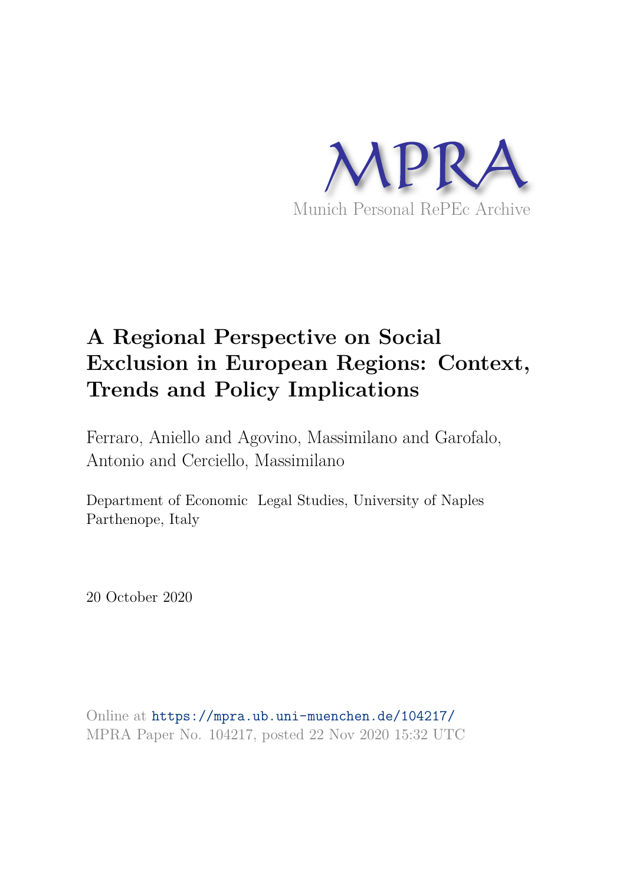MPRA

Munich Personal RePEc Archive

# A Regional Perspective on Social Exclusion in European Regions: Context, Trends and Policy Implications

Ferraro, Aniello and Agovino, Massimiliano and Garofalo, Antonio and Cerciello, Massimiliano

Department of Economic Legal Studies, University of Naples Parthenope, Italy

20 October 2020

Online at https://mpra.ub.uni-muenchen.de/104217/
MPRA Paper No. 104217, posted 22 Nov 2020 15:32 UTC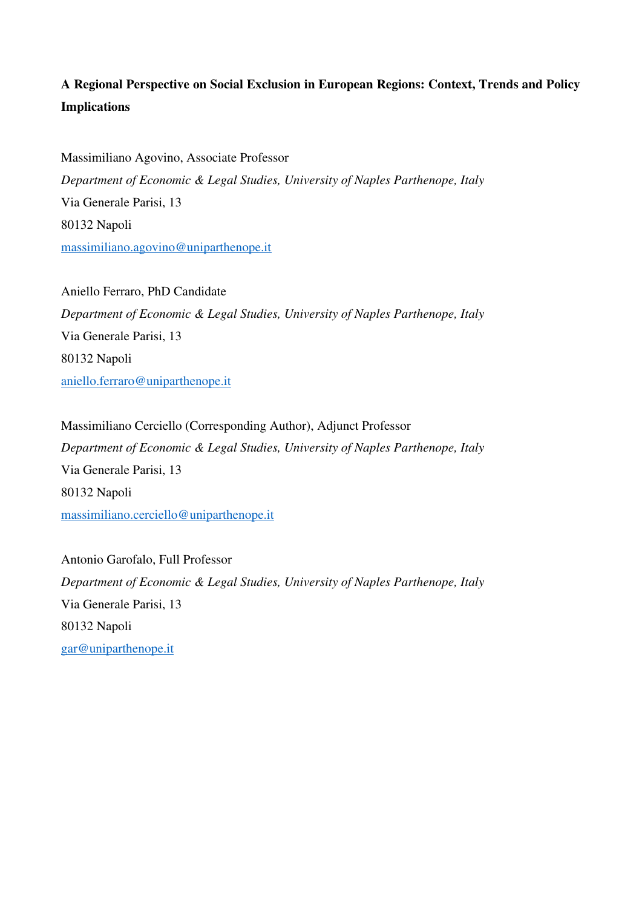**A Regional Perspective on Social Exclusion in European Regions: Context, Trends and Policy Implications**

Massimiliano Agovino, Associate Professor
*Department of Economic & Legal Studies, University of Naples Parthenope, Italy*
Via Generale Parisi, 13
80132 Napoli
massimiliano.agovino@uniparthenope.it

Aniello Ferraro, PhD Candidate
*Department of Economic & Legal Studies, University of Naples Parthenope, Italy*
Via Generale Parisi, 13
80132 Napoli
aniello.ferraro@uniparthenope.it

Massimiliano Cerciello (Corresponding Author), Adjunct Professor
*Department of Economic & Legal Studies, University of Naples Parthenope, Italy*
Via Generale Parisi, 13
80132 Napoli
massimiliano.cerciello@uniparthenope.it

Antonio Garofalo, Full Professor
*Department of Economic & Legal Studies, University of Naples Parthenope, Italy*
Via Generale Parisi, 13
80132 Napoli
gar@uniparthenope.it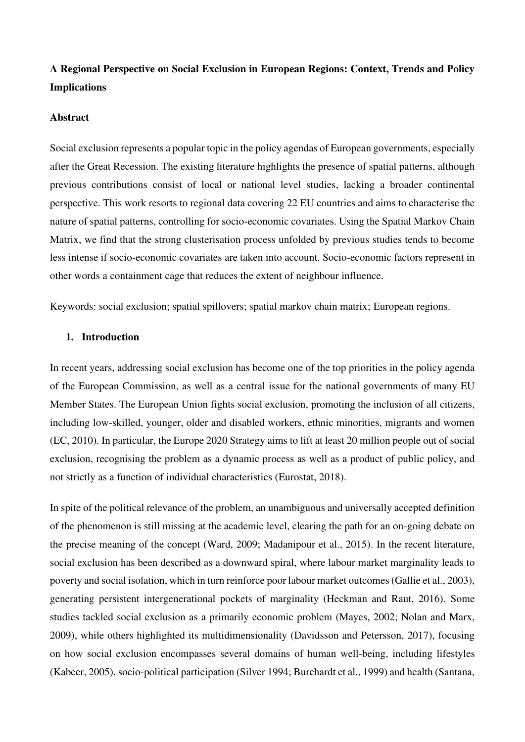**A Regional Perspective on Social Exclusion in European Regions: Context, Trends and Policy Implications**

**Abstract**

Social exclusion represents a popular topic in the policy agendas of European governments, especially after the Great Recession. The existing literature highlights the presence of spatial patterns, although previous contributions consist of local or national level studies, lacking a broader continental perspective. This work resorts to regional data covering 22 EU countries and aims to characterise the nature of spatial patterns, controlling for socio-economic covariates. Using the Spatial Markov Chain Matrix, we find that the strong clusterisation process unfolded by previous studies tends to become less intense if socio-economic covariates are taken into account. Socio-economic factors represent in other words a containment cage that reduces the extent of neighbour influence.

Keywords: social exclusion; spatial spillovers; spatial markov chain matrix; European regions.

## 1. Introduction

In recent years, addressing social exclusion has become one of the top priorities in the policy agenda of the European Commission, as well as a central issue for the national governments of many EU Member States. The European Union fights social exclusion, promoting the inclusion of all citizens, including low-skilled, younger, older and disabled workers, ethnic minorities, migrants and women (EC, 2010). In particular, the Europe 2020 Strategy aims to lift at least 20 million people out of social exclusion, recognising the problem as a dynamic process as well as a product of public policy, and not strictly as a function of individual characteristics (Eurostat, 2018).

In spite of the political relevance of the problem, an unambiguous and universally accepted definition of the phenomenon is still missing at the academic level, clearing the path for an on-going debate on the precise meaning of the concept (Ward, 2009; Madanipour et al., 2015). In the recent literature, social exclusion has been described as a downward spiral, where labour market marginality leads to poverty and social isolation, which in turn reinforce poor labour market outcomes (Gallie et al., 2003), generating persistent intergenerational pockets of marginality (Heckman and Raut, 2016). Some studies tackled social exclusion as a primarily economic problem (Mayes, 2002; Nolan and Marx, 2009), while others highlighted its multidimensionality (Davidsson and Petersson, 2017), focusing on how social exclusion encompasses several domains of human well-being, including lifestyles (Kabeer, 2005), socio-political participation (Silver 1994; Burchardt et al., 1999) and health (Santana,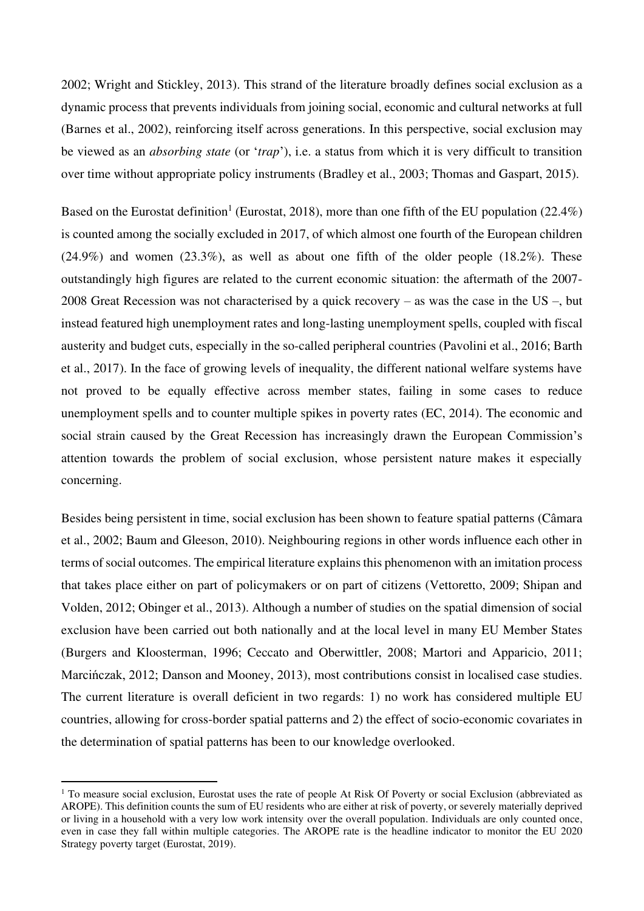2002; Wright and Stickley, 2013). This strand of the literature broadly defines social exclusion as a dynamic process that prevents individuals from joining social, economic and cultural networks at full (Barnes et al., 2002), reinforcing itself across generations. In this perspective, social exclusion may be viewed as an *absorbing state* (or '*trap*'), i.e. a status from which it is very difficult to transition over time without appropriate policy instruments (Bradley et al., 2003; Thomas and Gaspart, 2015).

Based on the Eurostat definition[1] (Eurostat, 2018), more than one fifth of the EU population (22.4%) is counted among the socially excluded in 2017, of which almost one fourth of the European children (24.9%) and women (23.3%), as well as about one fifth of the older people (18.2%). These outstandingly high figures are related to the current economic situation: the aftermath of the 2007-2008 Great Recession was not characterised by a quick recovery – as was the case in the US –, but instead featured high unemployment rates and long-lasting unemployment spells, coupled with fiscal austerity and budget cuts, especially in the so-called peripheral countries (Pavolini et al., 2016; Barth et al., 2017). In the face of growing levels of inequality, the different national welfare systems have not proved to be equally effective across member states, failing in some cases to reduce unemployment spells and to counter multiple spikes in poverty rates (EC, 2014). The economic and social strain caused by the Great Recession has increasingly drawn the European Commission's attention towards the problem of social exclusion, whose persistent nature makes it especially concerning.

Besides being persistent in time, social exclusion has been shown to feature spatial patterns (Câmara et al., 2002; Baum and Gleeson, 2010). Neighbouring regions in other words influence each other in terms of social outcomes. The empirical literature explains this phenomenon with an imitation process that takes place either on part of policymakers or on part of citizens (Vettoretto, 2009; Shipan and Volden, 2012; Obinger et al., 2013). Although a number of studies on the spatial dimension of social exclusion have been carried out both nationally and at the local level in many EU Member States (Burgers and Kloosterman, 1996; Ceccato and Oberwittler, 2008; Martori and Apparicio, 2011; Marcińczak, 2012; Danson and Mooney, 2013), most contributions consist in localised case studies. The current literature is overall deficient in two regards: 1) no work has considered multiple EU countries, allowing for cross-border spatial patterns and 2) the effect of socio-economic covariates in the determination of spatial patterns has been to our knowledge overlooked.

[1] To measure social exclusion, Eurostat uses the rate of people At Risk Of Poverty or social Exclusion (abbreviated as AROPE). This definition counts the sum of EU residents who are either at risk of poverty, or severely materially deprived or living in a household with a very low work intensity over the overall population. Individuals are only counted once, even in case they fall within multiple categories. The AROPE rate is the headline indicator to monitor the EU 2020 Strategy poverty target (Eurostat, 2019).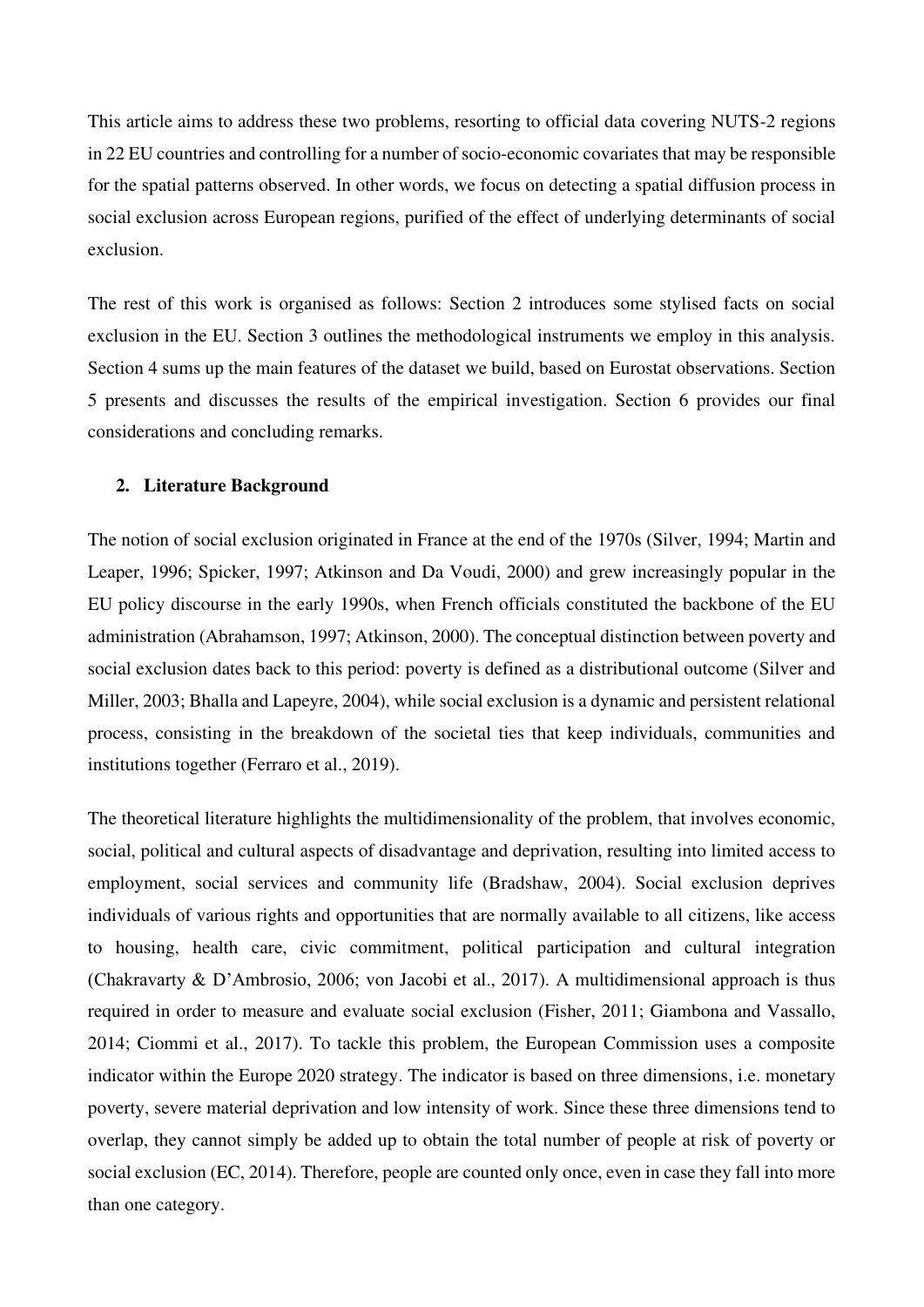This article aims to address these two problems, resorting to official data covering NUTS-2 regions in 22 EU countries and controlling for a number of socio-economic covariates that may be responsible for the spatial patterns observed. In other words, we focus on detecting a spatial diffusion process in social exclusion across European regions, purified of the effect of underlying determinants of social exclusion.

The rest of this work is organised as follows: Section 2 introduces some stylised facts on social exclusion in the EU. Section 3 outlines the methodological instruments we employ in this analysis. Section 4 sums up the main features of the dataset we build, based on Eurostat observations. Section 5 presents and discusses the results of the empirical investigation. Section 6 provides our final considerations and concluding remarks.

## 2. Literature Background

The notion of social exclusion originated in France at the end of the 1970s (Silver, 1994; Martin and Leaper, 1996; Spicker, 1997; Atkinson and Da Voudi, 2000) and grew increasingly popular in the EU policy discourse in the early 1990s, when French officials constituted the backbone of the EU administration (Abrahamson, 1997; Atkinson, 2000). The conceptual distinction between poverty and social exclusion dates back to this period: poverty is defined as a distributional outcome (Silver and Miller, 2003; Bhalla and Lapeyre, 2004), while social exclusion is a dynamic and persistent relational process, consisting in the breakdown of the societal ties that keep individuals, communities and institutions together (Ferraro et al., 2019).

The theoretical literature highlights the multidimensionality of the problem, that involves economic, social, political and cultural aspects of disadvantage and deprivation, resulting into limited access to employment, social services and community life (Bradshaw, 2004). Social exclusion deprives individuals of various rights and opportunities that are normally available to all citizens, like access to housing, health care, civic commitment, political participation and cultural integration (Chakravarty & D'Ambrosio, 2006; von Jacobi et al., 2017). A multidimensional approach is thus required in order to measure and evaluate social exclusion (Fisher, 2011; Giambona and Vassallo, 2014; Ciommi et al., 2017). To tackle this problem, the European Commission uses a composite indicator within the Europe 2020 strategy. The indicator is based on three dimensions, i.e. monetary poverty, severe material deprivation and low intensity of work. Since these three dimensions tend to overlap, they cannot simply be added up to obtain the total number of people at risk of poverty or social exclusion (EC, 2014). Therefore, people are counted only once, even in case they fall into more than one category.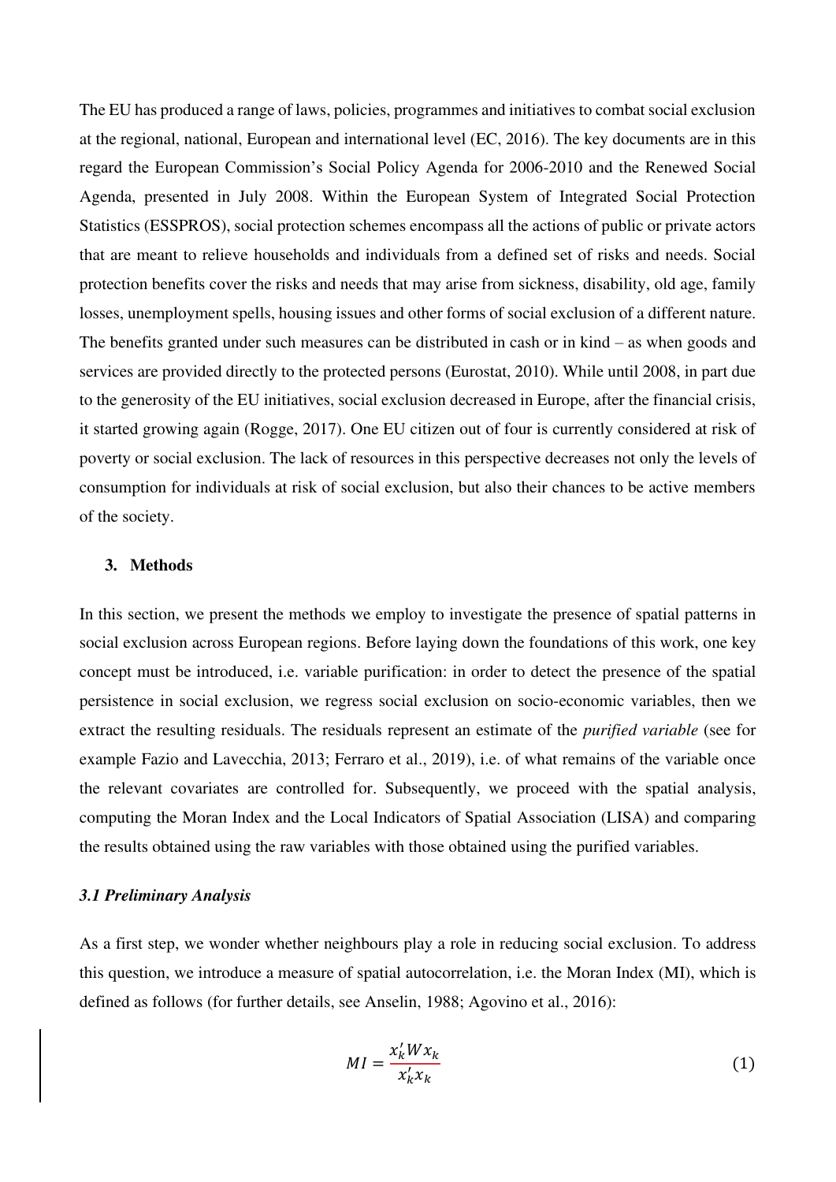The EU has produced a range of laws, policies, programmes and initiatives to combat social exclusion at the regional, national, European and international level (EC, 2016). The key documents are in this regard the European Commission's Social Policy Agenda for 2006-2010 and the Renewed Social Agenda, presented in July 2008. Within the European System of Integrated Social Protection Statistics (ESSPROS), social protection schemes encompass all the actions of public or private actors that are meant to relieve households and individuals from a defined set of risks and needs. Social protection benefits cover the risks and needs that may arise from sickness, disability, old age, family losses, unemployment spells, housing issues and other forms of social exclusion of a different nature. The benefits granted under such measures can be distributed in cash or in kind – as when goods and services are provided directly to the protected persons (Eurostat, 2010). While until 2008, in part due to the generosity of the EU initiatives, social exclusion decreased in Europe, after the financial crisis, it started growing again (Rogge, 2017). One EU citizen out of four is currently considered at risk of poverty or social exclusion. The lack of resources in this perspective decreases not only the levels of consumption for individuals at risk of social exclusion, but also their chances to be active members of the society.

## 3. Methods

In this section, we present the methods we employ to investigate the presence of spatial patterns in social exclusion across European regions. Before laying down the foundations of this work, one key concept must be introduced, i.e. variable purification: in order to detect the presence of the spatial persistence in social exclusion, we regress social exclusion on socio-economic variables, then we extract the resulting residuals. The residuals represent an estimate of the *purified variable* (see for example Fazio and Lavecchia, 2013; Ferraro et al., 2019), i.e. of what remains of the variable once the relevant covariates are controlled for. Subsequently, we proceed with the spatial analysis, computing the Moran Index and the Local Indicators of Spatial Association (LISA) and comparing the results obtained using the raw variables with those obtained using the purified variables.

### *3.1 Preliminary Analysis*

As a first step, we wonder whether neighbours play a role in reducing social exclusion. To address this question, we introduce a measure of spatial autocorrelation, i.e. the Moran Index (MI), which is defined as follows (for further details, see Anselin, 1988; Agovino et al., 2016):

$$MI = \frac{x_k' W x_k}{x_k' x_k} \tag{1}$$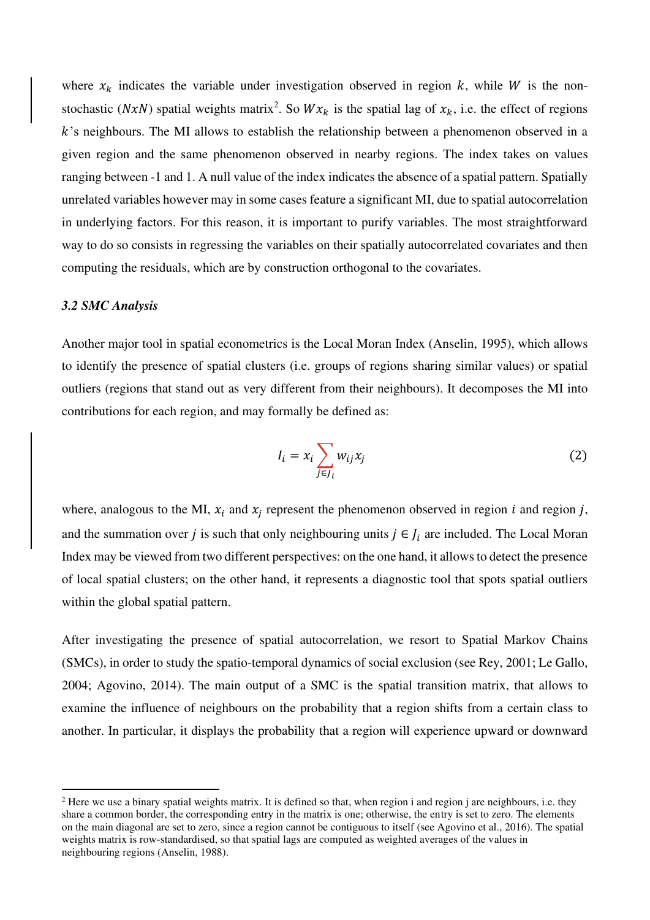where $x_k$ indicates the variable under investigation observed in region $k$, while $W$ is the non-stochastic ($NxN$) spatial weights matrix[2]. So $Wx_k$ is the spatial lag of $x_k$, i.e. the effect of regions $k$'s neighbours. The MI allows to establish the relationship between a phenomenon observed in a given region and the same phenomenon observed in nearby regions. The index takes on values ranging between -1 and 1. A null value of the index indicates the absence of a spatial pattern. Spatially unrelated variables however may in some cases feature a significant MI, due to spatial autocorrelation in underlying factors. For this reason, it is important to purify variables. The most straightforward way to do so consists in regressing the variables on their spatially autocorrelated covariates and then computing the residuals, which are by construction orthogonal to the covariates.

### *3.2 SMC Analysis*

Another major tool in spatial econometrics is the Local Moran Index (Anselin, 1995), which allows to identify the presence of spatial clusters (i.e. groups of regions sharing similar values) or spatial outliers (regions that stand out as very different from their neighbours). It decomposes the MI into contributions for each region, and may formally be defined as:

$$I_i = x_i \sum_{j \in J_i} w_{ij} x_j \tag{2}$$

where, analogous to the MI, $x_i$ and $x_j$ represent the phenomenon observed in region $i$ and region $j$, and the summation over $j$ is such that only neighbouring units $j \in J_i$ are included. The Local Moran Index may be viewed from two different perspectives: on the one hand, it allows to detect the presence of local spatial clusters; on the other hand, it represents a diagnostic tool that spots spatial outliers within the global spatial pattern.

After investigating the presence of spatial autocorrelation, we resort to Spatial Markov Chains (SMCs), in order to study the spatio-temporal dynamics of social exclusion (see Rey, 2001; Le Gallo, 2004; Agovino, 2014). The main output of a SMC is the spatial transition matrix, that allows to examine the influence of neighbours on the probability that a region shifts from a certain class to another. In particular, it displays the probability that a region will experience upward or downward

---

[2] Here we use a binary spatial weights matrix. It is defined so that, when region i and region j are neighbours, i.e. they share a common border, the corresponding entry in the matrix is one; otherwise, the entry is set to zero. The elements on the main diagonal are set to zero, since a region cannot be contiguous to itself (see Agovino et al., 2016). The spatial weights matrix is row-standardised, so that spatial lags are computed as weighted averages of the values in neighbouring regions (Anselin, 1988).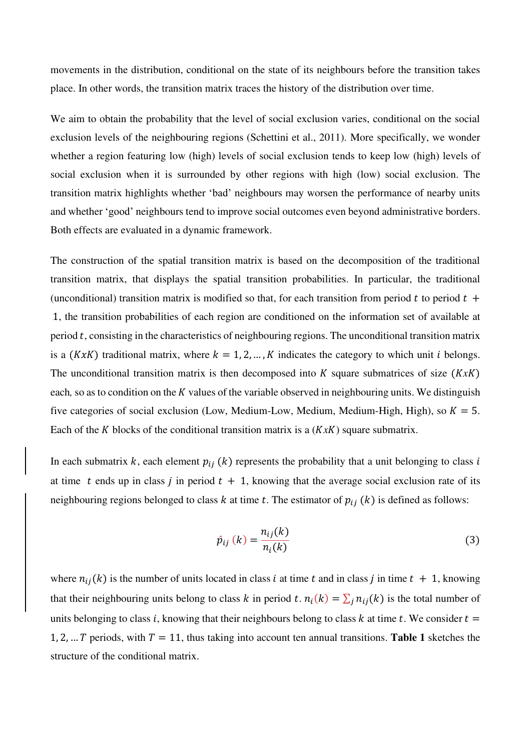movements in the distribution, conditional on the state of its neighbours before the transition takes place. In other words, the transition matrix traces the history of the distribution over time.

We aim to obtain the probability that the level of social exclusion varies, conditional on the social exclusion levels of the neighbouring regions (Schettini et al., 2011). More specifically, we wonder whether a region featuring low (high) levels of social exclusion tends to keep low (high) levels of social exclusion when it is surrounded by other regions with high (low) social exclusion. The transition matrix highlights whether 'bad' neighbours may worsen the performance of nearby units and whether 'good' neighbours tend to improve social outcomes even beyond administrative borders. Both effects are evaluated in a dynamic framework.

The construction of the spatial transition matrix is based on the decomposition of the traditional transition matrix, that displays the spatial transition probabilities. In particular, the traditional (unconditional) transition matrix is modified so that, for each transition from period $t$ to period $t+1$, the transition probabilities of each region are conditioned on the information set of available at period $t$, consisting in the characteristics of neighbouring regions. The unconditional transition matrix is a $(KxK)$ traditional matrix, where $k = 1, 2, \dots, K$ indicates the category to which unit $i$ belongs. The unconditional transition matrix is then decomposed into $K$ square submatrices of size $(KxK)$ each, so as to condition on the $K$ values of the variable observed in neighbouring units. We distinguish five categories of social exclusion (Low, Medium-Low, Medium, Medium-High, High), so $K = 5$. Each of the $K$ blocks of the conditional transition matrix is a $(KxK)$ square submatrix.

In each submatrix $k$, each element $p_{ij}(k)$ represents the probability that a unit belonging to class $i$ at time $t$ ends up in class $j$ in period $t+1$, knowing that the average social exclusion rate of its neighbouring regions belonged to class $k$ at time $t$. The estimator of $p_{ij}(k)$ is defined as follows:

$$\hat{p}_{ij}(k) = \frac{n_{ij}(k)}{n_i(k)} \tag{3}$$

where $n_{ij}(k)$ is the number of units located in class $i$ at time $t$ and in class $j$ in time $t+1$, knowing that their neighbouring units belong to class $k$ in period $t$. $n_i(k) = \sum_j n_{ij}(k)$ is the total number of units belonging to class $i$, knowing that their neighbours belong to class $k$ at time $t$. We consider $t = 1, 2, \dots T$ periods, with $T = 11$, thus taking into account ten annual transitions. **Table 1** sketches the structure of the conditional matrix.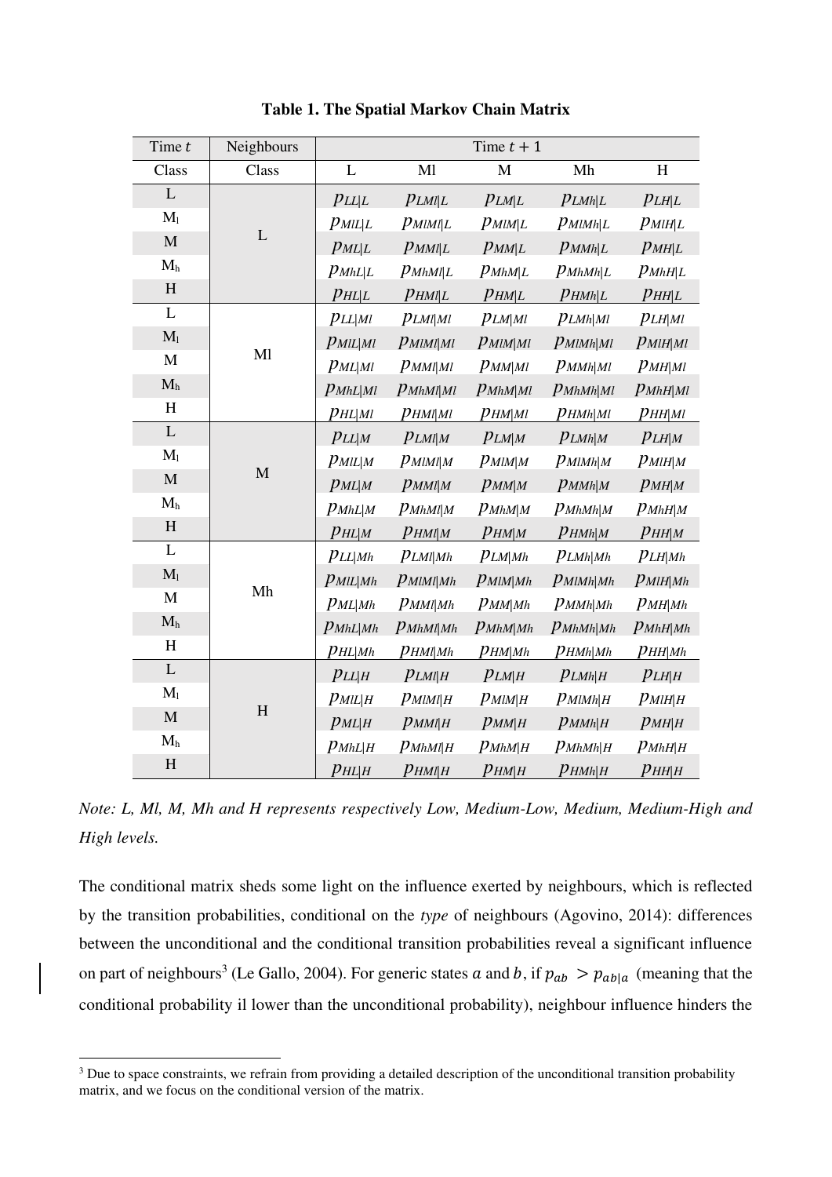**Table 1. The Spatial Markov Chain Matrix**

| Time $t$ | Neighbours | Time $t+1$ | | | | |
|---|---|---|---|---|---|---|
| Class | Class | L | Ml | M | Mh | H |
| L | L | $p_{LL\|L}$ | $p_{LMl\|L}$ | $p_{LM\|L}$ | $p_{LMh\|L}$ | $p_{LH\|L}$ |
| M$_l$ | | $p_{MlL\|L}$ | $p_{MlMl\|L}$ | $p_{MlM\|L}$ | $p_{MlMh\|L}$ | $p_{MlH\|L}$ |
| M | | $p_{ML\|L}$ | $p_{MMl\|L}$ | $p_{MM\|L}$ | $p_{MMh\|L}$ | $p_{MH\|L}$ |
| M$_h$ | | $p_{MhL\|L}$ | $p_{MhMl\|L}$ | $p_{MhM\|L}$ | $p_{MhMh\|L}$ | $p_{MhH\|L}$ |
| H | | $p_{HL\|L}$ | $p_{HMl\|L}$ | $p_{HM\|L}$ | $p_{HMh\|L}$ | $p_{HH\|L}$ |
| L | Ml | $p_{LL\|Ml}$ | $p_{LMl\|Ml}$ | $p_{LM\|Ml}$ | $p_{LMh\|Ml}$ | $p_{LH\|Ml}$ |
| M$_l$ | | $p_{MlL\|Ml}$ | $p_{MlMl\|Ml}$ | $p_{MlM\|Ml}$ | $p_{MlMh\|Ml}$ | $p_{MlH\|Ml}$ |
| M | | $p_{ML\|Ml}$ | $p_{MMl\|Ml}$ | $p_{MM\|Ml}$ | $p_{MMh\|Ml}$ | $p_{MH\|Ml}$ |
| M$_h$ | | $p_{MhL\|Ml}$ | $p_{MhMl\|Ml}$ | $p_{MhM\|Ml}$ | $p_{MhMh\|Ml}$ | $p_{MhH\|Ml}$ |
| H | | $p_{HL\|Ml}$ | $p_{HMl\|Ml}$ | $p_{HM\|Ml}$ | $p_{HMh\|Ml}$ | $p_{HH\|Ml}$ |
| L | M | $p_{LL\|M}$ | $p_{LMl\|M}$ | $p_{LM\|M}$ | $p_{LMh\|M}$ | $p_{LH\|M}$ |
| M$_l$ | | $p_{MlL\|M}$ | $p_{MlMl\|M}$ | $p_{MlM\|M}$ | $p_{MlMh\|M}$ | $p_{MlH\|M}$ |
| M | | $p_{ML\|M}$ | $p_{MMl\|M}$ | $p_{MM\|M}$ | $p_{MMh\|M}$ | $p_{MH\|M}$ |
| M$_h$ | | $p_{MhL\|M}$ | $p_{MhMl\|M}$ | $p_{MhM\|M}$ | $p_{MhMh\|M}$ | $p_{MhH\|M}$ |
| H | | $p_{HL\|M}$ | $p_{HMl\|M}$ | $p_{HM\|M}$ | $p_{HMh\|M}$ | $p_{HH\|M}$ |
| L | Mh | $p_{LL\|Mh}$ | $p_{LMl\|Mh}$ | $p_{LM\|Mh}$ | $p_{LMh\|Mh}$ | $p_{LH\|Mh}$ |
| M$_l$ | | $p_{MlL\|Mh}$ | $p_{MlMl\|Mh}$ | $p_{MlM\|Mh}$ | $p_{MlMh\|Mh}$ | $p_{MlH\|Mh}$ |
| M | | $p_{ML\|Mh}$ | $p_{MMl\|Mh}$ | $p_{MM\|Mh}$ | $p_{MMh\|Mh}$ | $p_{MH\|Mh}$ |
| M$_h$ | | $p_{MhL\|Mh}$ | $p_{MhMl\|Mh}$ | $p_{MhM\|Mh}$ | $p_{MhMh\|Mh}$ | $p_{MhH\|Mh}$ |
| H | | $p_{HL\|Mh}$ | $p_{HMl\|Mh}$ | $p_{HM\|Mh}$ | $p_{HMh\|Mh}$ | $p_{HH\|Mh}$ |
| L | H | $p_{LL\|H}$ | $p_{LMl\|H}$ | $p_{LM\|H}$ | $p_{LMh\|H}$ | $p_{LH\|H}$ |
| M$_l$ | | $p_{MlL\|H}$ | $p_{MlMl\|H}$ | $p_{MlM\|H}$ | $p_{MlMh\|H}$ | $p_{MlH\|H}$ |
| M | | $p_{ML\|H}$ | $p_{MMl\|H}$ | $p_{MM\|H}$ | $p_{MMh\|H}$ | $p_{MH\|H}$ |
| M$_h$ | | $p_{MhL\|H}$ | $p_{MhMl\|H}$ | $p_{MhM\|H}$ | $p_{MhMh\|H}$ | $p_{MhH\|H}$ |
| H | | $p_{HL\|H}$ | $p_{HMl\|H}$ | $p_{HM\|H}$ | $p_{HMh\|H}$ | $p_{HH\|H}$ |

*Note: L, Ml, M, Mh and H represents respectively Low, Medium-Low, Medium, Medium-High and High levels.*

The conditional matrix sheds some light on the influence exerted by neighbours, which is reflected by the transition probabilities, conditional on the *type* of neighbours (Agovino, 2014): differences between the unconditional and the conditional transition probabilities reveal a significant influence on part of neighbours[3] (Le Gallo, 2004). For generic states $a$ and $b$, if $p_{ab} > p_{ab|a}$ (meaning that the conditional probability il lower than the unconditional probability), neighbour influence hinders the

[3] Due to space constraints, we refrain from providing a detailed description of the unconditional transition probability matrix, and we focus on the conditional version of the matrix.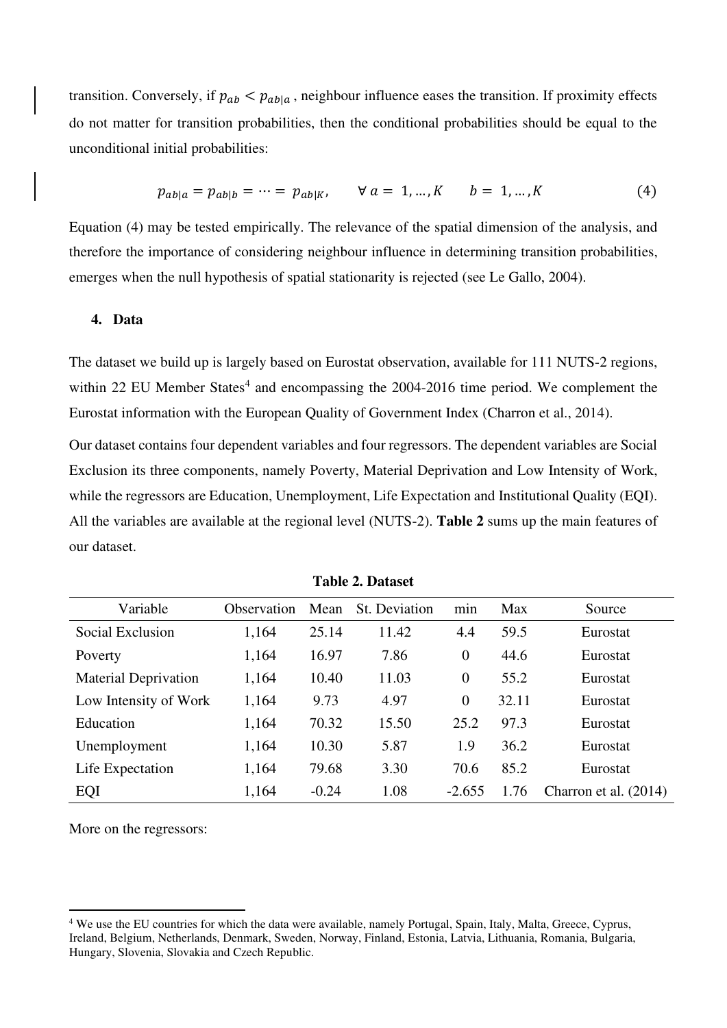transition. Conversely, if $p_{ab} < p_{ab|a}$ , neighbour influence eases the transition. If proximity effects do not matter for transition probabilities, then the conditional probabilities should be equal to the unconditional initial probabilities:

$$p_{ab|a} = p_{ab|b} = \cdots = p_{ab|K}, \qquad \forall\, a = 1, \dots, K \qquad b = 1, \dots, K \tag{4}$$

Equation (4) may be tested empirically. The relevance of the spatial dimension of the analysis, and therefore the importance of considering neighbour influence in determining transition probabilities, emerges when the null hypothesis of spatial stationarity is rejected (see Le Gallo, 2004).

## 4. Data

The dataset we build up is largely based on Eurostat observation, available for 111 NUTS-2 regions, within 22 EU Member States[4] and encompassing the 2004-2016 time period. We complement the Eurostat information with the European Quality of Government Index (Charron et al., 2014).

Our dataset contains four dependent variables and four regressors. The dependent variables are Social Exclusion its three components, namely Poverty, Material Deprivation and Low Intensity of Work, while the regressors are Education, Unemployment, Life Expectation and Institutional Quality (EQI). All the variables are available at the regional level (NUTS-2). **Table 2** sums up the main features of our dataset.

**Table 2. Dataset**

| Variable | Observation | Mean | St. Deviation | min | Max | Source |
|---|---|---|---|---|---|---|
| Social Exclusion | 1,164 | 25.14 | 11.42 | 4.4 | 59.5 | Eurostat |
| Poverty | 1,164 | 16.97 | 7.86 | 0 | 44.6 | Eurostat |
| Material Deprivation | 1,164 | 10.40 | 11.03 | 0 | 55.2 | Eurostat |
| Low Intensity of Work | 1,164 | 9.73 | 4.97 | 0 | 32.11 | Eurostat |
| Education | 1,164 | 70.32 | 15.50 | 25.2 | 97.3 | Eurostat |
| Unemployment | 1,164 | 10.30 | 5.87 | 1.9 | 36.2 | Eurostat |
| Life Expectation | 1,164 | 79.68 | 3.30 | 70.6 | 85.2 | Eurostat |
| EQI | 1,164 | -0.24 | 1.08 | -2.655 | 1.76 | Charron et al. (2014) |

More on the regressors:

[4] We use the EU countries for which the data were available, namely Portugal, Spain, Italy, Malta, Greece, Cyprus, Ireland, Belgium, Netherlands, Denmark, Sweden, Norway, Finland, Estonia, Latvia, Lithuania, Romania, Bulgaria, Hungary, Slovenia, Slovakia and Czech Republic.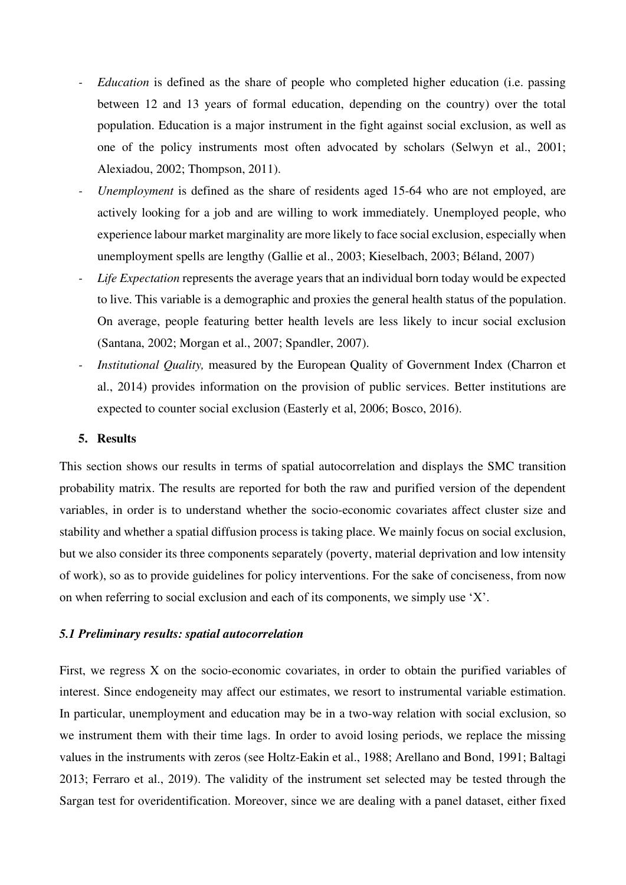- *Education* is defined as the share of people who completed higher education (i.e. passing between 12 and 13 years of formal education, depending on the country) over the total population. Education is a major instrument in the fight against social exclusion, as well as one of the policy instruments most often advocated by scholars (Selwyn et al., 2001; Alexiadou, 2002; Thompson, 2011).
- *Unemployment* is defined as the share of residents aged 15-64 who are not employed, are actively looking for a job and are willing to work immediately. Unemployed people, who experience labour market marginality are more likely to face social exclusion, especially when unemployment spells are lengthy (Gallie et al., 2003; Kieselbach, 2003; Béland, 2007)
- *Life Expectation* represents the average years that an individual born today would be expected to live. This variable is a demographic and proxies the general health status of the population. On average, people featuring better health levels are less likely to incur social exclusion (Santana, 2002; Morgan et al., 2007; Spandler, 2007).
- *Institutional Quality,* measured by the European Quality of Government Index (Charron et al., 2014) provides information on the provision of public services. Better institutions are expected to counter social exclusion (Easterly et al, 2006; Bosco, 2016).

## 5. Results

This section shows our results in terms of spatial autocorrelation and displays the SMC transition probability matrix. The results are reported for both the raw and purified version of the dependent variables, in order is to understand whether the socio-economic covariates affect cluster size and stability and whether a spatial diffusion process is taking place. We mainly focus on social exclusion, but we also consider its three components separately (poverty, material deprivation and low intensity of work), so as to provide guidelines for policy interventions. For the sake of conciseness, from now on when referring to social exclusion and each of its components, we simply use 'X'.

### *5.1 Preliminary results: spatial autocorrelation*

First, we regress X on the socio-economic covariates, in order to obtain the purified variables of interest. Since endogeneity may affect our estimates, we resort to instrumental variable estimation. In particular, unemployment and education may be in a two-way relation with social exclusion, so we instrument them with their time lags. In order to avoid losing periods, we replace the missing values in the instruments with zeros (see Holtz-Eakin et al., 1988; Arellano and Bond, 1991; Baltagi 2013; Ferraro et al., 2019). The validity of the instrument set selected may be tested through the Sargan test for overidentification. Moreover, since we are dealing with a panel dataset, either fixed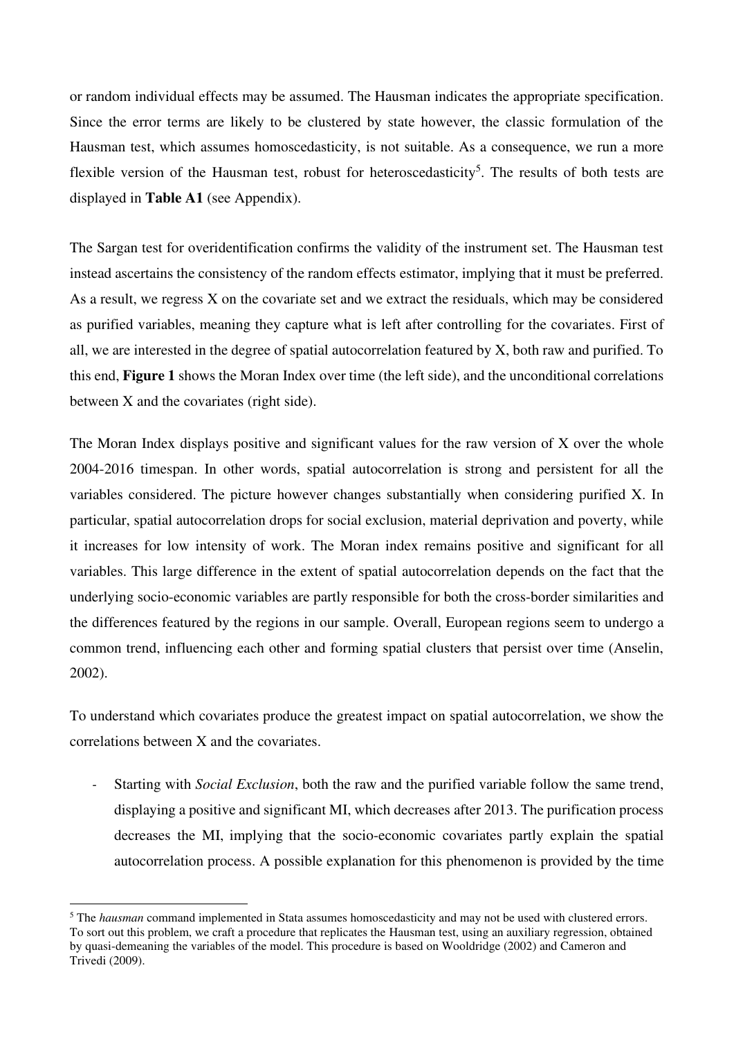or random individual effects may be assumed. The Hausman indicates the appropriate specification. Since the error terms are likely to be clustered by state however, the classic formulation of the Hausman test, which assumes homoscedasticity, is not suitable. As a consequence, we run a more flexible version of the Hausman test, robust for heteroscedasticity[5]. The results of both tests are displayed in **Table A1** (see Appendix).

The Sargan test for overidentification confirms the validity of the instrument set. The Hausman test instead ascertains the consistency of the random effects estimator, implying that it must be preferred. As a result, we regress X on the covariate set and we extract the residuals, which may be considered as purified variables, meaning they capture what is left after controlling for the covariates. First of all, we are interested in the degree of spatial autocorrelation featured by X, both raw and purified. To this end, **Figure 1** shows the Moran Index over time (the left side), and the unconditional correlations between X and the covariates (right side).

The Moran Index displays positive and significant values for the raw version of X over the whole 2004-2016 timespan. In other words, spatial autocorrelation is strong and persistent for all the variables considered. The picture however changes substantially when considering purified X. In particular, spatial autocorrelation drops for social exclusion, material deprivation and poverty, while it increases for low intensity of work. The Moran index remains positive and significant for all variables. This large difference in the extent of spatial autocorrelation depends on the fact that the underlying socio-economic variables are partly responsible for both the cross-border similarities and the differences featured by the regions in our sample. Overall, European regions seem to undergo a common trend, influencing each other and forming spatial clusters that persist over time (Anselin, 2002).

To understand which covariates produce the greatest impact on spatial autocorrelation, we show the correlations between X and the covariates.

- Starting with *Social Exclusion*, both the raw and the purified variable follow the same trend, displaying a positive and significant MI, which decreases after 2013. The purification process decreases the MI, implying that the socio-economic covariates partly explain the spatial autocorrelation process. A possible explanation for this phenomenon is provided by the time

[5] The *hausman* command implemented in Stata assumes homoscedasticity and may not be used with clustered errors. To sort out this problem, we craft a procedure that replicates the Hausman test, using an auxiliary regression, obtained by quasi-demeaning the variables of the model. This procedure is based on Wooldridge (2002) and Cameron and Trivedi (2009).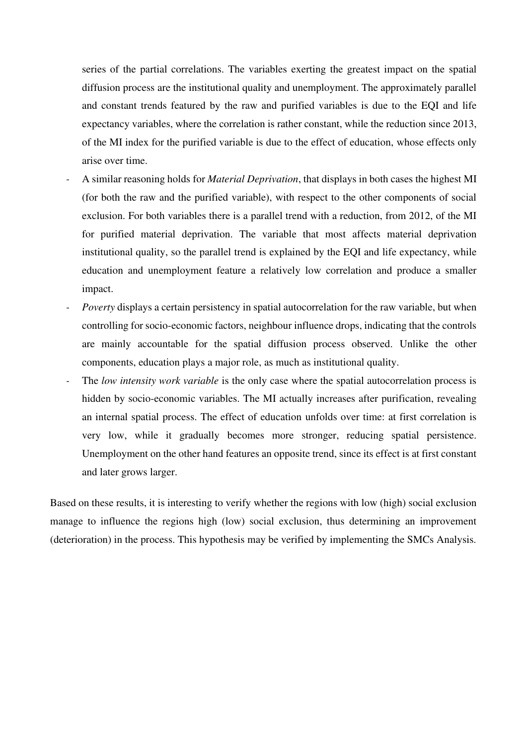series of the partial correlations. The variables exerting the greatest impact on the spatial diffusion process are the institutional quality and unemployment. The approximately parallel and constant trends featured by the raw and purified variables is due to the EQI and life expectancy variables, where the correlation is rather constant, while the reduction since 2013, of the MI index for the purified variable is due to the effect of education, whose effects only arise over time.

- A similar reasoning holds for *Material Deprivation*, that displays in both cases the highest MI (for both the raw and the purified variable), with respect to the other components of social exclusion. For both variables there is a parallel trend with a reduction, from 2012, of the MI for purified material deprivation. The variable that most affects material deprivation institutional quality, so the parallel trend is explained by the EQI and life expectancy, while education and unemployment feature a relatively low correlation and produce a smaller impact.
- *Poverty* displays a certain persistency in spatial autocorrelation for the raw variable, but when controlling for socio-economic factors, neighbour influence drops, indicating that the controls are mainly accountable for the spatial diffusion process observed. Unlike the other components, education plays a major role, as much as institutional quality.
- The *low intensity work variable* is the only case where the spatial autocorrelation process is hidden by socio-economic variables. The MI actually increases after purification, revealing an internal spatial process. The effect of education unfolds over time: at first correlation is very low, while it gradually becomes more stronger, reducing spatial persistence. Unemployment on the other hand features an opposite trend, since its effect is at first constant and later grows larger.

Based on these results, it is interesting to verify whether the regions with low (high) social exclusion manage to influence the regions high (low) social exclusion, thus determining an improvement (deterioration) in the process. This hypothesis may be verified by implementing the SMCs Analysis.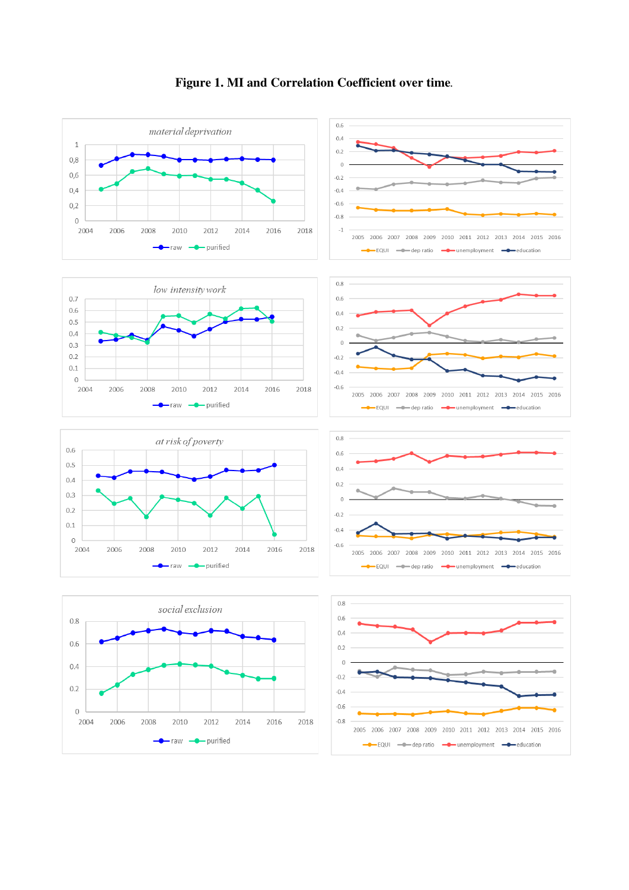**Figure 1. MI and Correlation Coefficient over time.**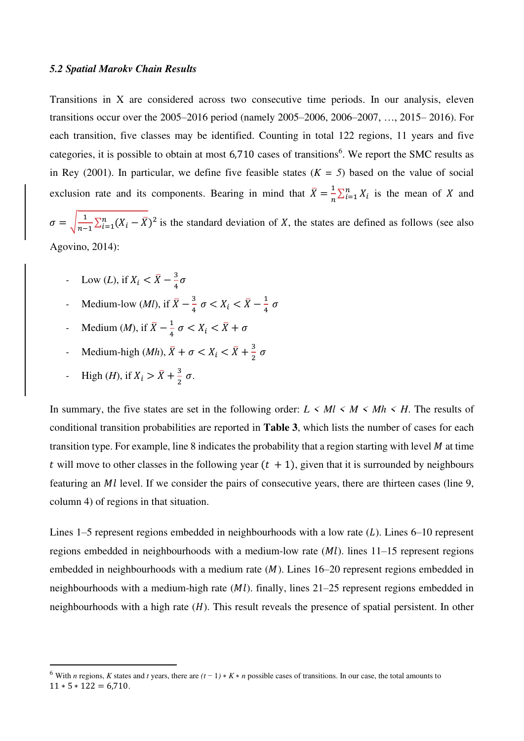### *5.2 Spatial Marokv Chain Results*

Transitions in X are considered across two consecutive time periods. In our analysis, eleven transitions occur over the 2005–2016 period (namely 2005–2006, 2006–2007, …, 2015– 2016). For each transition, five classes may be identified. Counting in total 122 regions, 11 years and five categories, it is possible to obtain at most 6,710 cases of transitions[6]. We report the SMC results as in Rey (2001). In particular, we define five feasible states ($K$ = *5*) based on the value of social exclusion rate and its components. Bearing in mind that $\bar{X} = \frac{1}{n}\sum_{i=1}^{n} X_i$ is the mean of $X$ and $\sigma = \sqrt{\frac{1}{n-1}\sum_{i=1}^{n}(X_i - \bar{X})^2}$ is the standard deviation of $X$, the states are defined as follows (see also Agovino, 2014):

- Low (*L*), if $X_i < \bar{X} - \frac{3}{4}\sigma$
- Medium-low (*Ml*), if $\bar{X} - \frac{3}{4}\,\sigma < X_i < \bar{X} - \frac{1}{4}\,\sigma$
- Medium (*M*), if $\bar{X} - \frac{1}{4}\,\sigma < X_i < \bar{X} + \sigma$
- Medium-high (*Mh*), $\bar{X} + \sigma < X_i < \bar{X} + \frac{3}{2}\,\sigma$
- High (*H*), if $X_i > \bar{X} + \frac{3}{2}\,\sigma$.

In summary, the five states are set in the following order: $L < Ml < M < Mh < H$. The results of conditional transition probabilities are reported in **Table 3**, which lists the number of cases for each transition type. For example, line 8 indicates the probability that a region starting with level $M$ at time $t$ will move to other classes in the following year ($t + 1$), given that it is surrounded by neighbours featuring an $Ml$ level. If we consider the pairs of consecutive years, there are thirteen cases (line 9, column 4) of regions in that situation.

Lines 1–5 represent regions embedded in neighbourhoods with a low rate ($L$). Lines 6–10 represent regions embedded in neighbourhoods with a medium-low rate ($Ml$). lines 11–15 represent regions embedded in neighbourhoods with a medium rate ($M$). Lines 16–20 represent regions embedded in neighbourhoods with a medium-high rate ($Ml$). finally, lines 21–25 represent regions embedded in neighbourhoods with a high rate ($H$). This result reveals the presence of spatial persistent. In other

---

[6] With *n* regions, *K* states and *t* years, there are $(t - 1) * K * n$ possible cases of transitions. In our case, the total amounts to $11 * 5 * 122 = 6{,}710$.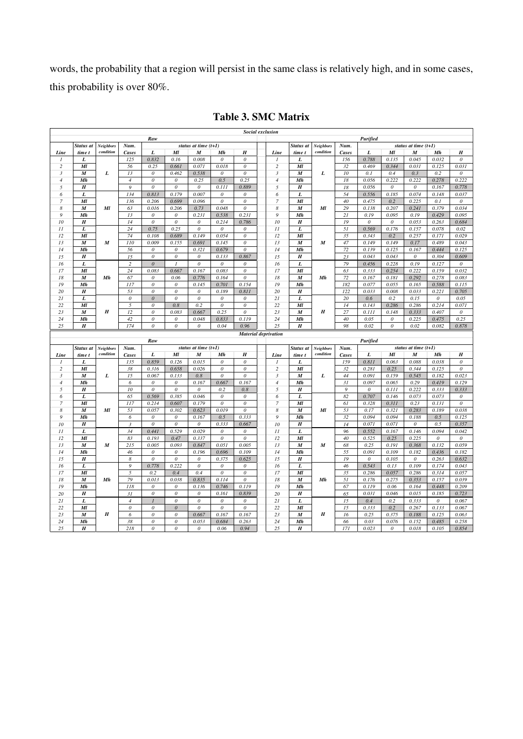words, the probability that a region will persist in the same class is relatively high, and in some cases, this probability is over 80%.

## Table 3. SMC Matrix

**Social exclusion**

| | Raw | | | | | | | | | | Purified | | | | | | | | |
|---|---|---|---|---|---|---|---|---|---|---|---|---|---|---|---|---|---|---|---|
| Line | Status at time t | Neighbors condition | Num. Cases | L | Ml | M | Mh | H | | Line | Status at time t | Neighbors condition | Num. Cases | L | Ml | M | Mh | H |
| | | | | status at time (t+1) | | | | | | | | | | status at time (t+1) | | | | |
| 1 | L | L | 125 | 0.832 | 0.16 | 0.008 | 0 | 0 | | 1 | L | L | 156 | 0.788 | 0.135 | 0.045 | 0.032 | 0 |
| 2 | Ml | | 56 | 0.25 | 0.661 | 0.071 | 0.018 | 0 | | 2 | Ml | | 32 | 0.469 | 0.344 | 0.031 | 0.125 | 0.031 |
| 3 | M | | 13 | 0 | 0.462 | 0.538 | 0 | 0 | | 3 | M | | 10 | 0.1 | 0.4 | 0.3 | 0.2 | 0 |
| 4 | Mh | | 4 | 0 | 0 | 0.25 | 0.5 | 0.25 | | 4 | Mh | | 18 | 0.056 | 0.222 | 0.222 | 0.278 | 0.222 |
| 5 | H | | 9 | 0 | 0 | 0 | 0.111 | 0.889 | | 5 | H | | 18 | 0.056 | 0 | 0 | 0.167 | 0.778 |
| 6 | L | Ml | 134 | 0.813 | 0.179 | 0.007 | 0 | 0 | | 6 | L | Ml | 54 | 0.556 | 0.185 | 0.074 | 0.148 | 0.037 |
| 7 | Ml | | 136 | 0.206 | 0.699 | 0.096 | 0 | 0 | | 7 | Ml | | 40 | 0.475 | 0.2 | 0.225 | 0.1 | 0 |
| 8 | M | | 63 | 0.016 | 0.206 | 0.73 | 0.048 | 0 | | 8 | M | | 29 | 0.138 | 0.207 | 0.241 | 0.379 | 0.034 |
| 9 | Mh | | 13 | 0 | 0 | 0.231 | 0.538 | 0.231 | | 9 | Mh | | 21 | 0.19 | 0.095 | 0.19 | 0.429 | 0.095 |
| 10 | H | | 14 | 0 | 0 | 0 | 0.214 | 0.786 | | 10 | H | | 19 | 0 | 0 | 0.053 | 0.263 | 0.684 |
| 11 | L | M | 24 | 0.75 | 0.25 | 0 | 0 | 0 | | 11 | L | M | 51 | 0.569 | 0.176 | 0.157 | 0.078 | 0.02 |
| 12 | Ml | | 74 | 0.108 | 0.689 | 0.149 | 0.054 | 0 | | 12 | Ml | | 35 | 0.343 | 0.2 | 0.257 | 0.171 | 0.029 |
| 13 | M | | 110 | 0.009 | 0.155 | 0.691 | 0.145 | 0 | | 13 | M | | 47 | 0.149 | 0.149 | 0.17 | 0.489 | 0.043 |
| 14 | Mh | | 56 | 0 | 0 | 0.321 | 0.679 | 0 | | 14 | Mh | | 72 | 0.139 | 0.125 | 0.167 | 0.444 | 0.125 |
| 15 | H | | 15 | 0 | 0 | 0 | 0.133 | 0.867 | | 15 | H | | 23 | 0.043 | 0.043 | 0 | 0.304 | 0.609 |
| 16 | L | Mh | 2 | 0 | 1 | 0 | 0 | 0 | | 16 | L | Mh | 79 | 0.456 | 0.228 | 0.19 | 0.127 | 0 |
| 17 | Ml | | 24 | 0.083 | 0.667 | 0.167 | 0.083 | 0 | | 17 | Ml | | 63 | 0.333 | 0.254 | 0.222 | 0.159 | 0.032 |
| 18 | M | | 67 | 0 | 0.06 | 0.776 | 0.164 | 0 | | 18 | M | | 72 | 0.167 | 0.181 | 0.292 | 0.278 | 0.083 |
| 19 | Mh | | 117 | 0 | 0 | 0.145 | 0.701 | 0.154 | | 19 | Mh | | 182 | 0.077 | 0.055 | 0.165 | 0.588 | 0.115 |
| 20 | H | | 53 | 0 | 0 | 0 | 0.189 | 0.811 | | 20 | H | | 122 | 0.033 | 0.008 | 0.033 | 0.221 | 0.705 |
| 21 | L | H | 0 | 0 | 0 | 0 | 0 | 0 | | 21 | L | H | 20 | 0.6 | 0.2 | 0.15 | 0 | 0.05 |
| 22 | Ml | | 5 | 0 | 0.8 | 0.2 | 0 | 0 | | 22 | Ml | | 14 | 0.143 | 0.286 | 0.286 | 0.214 | 0.071 |
| 23 | M | | 12 | 0 | 0.083 | 0.667 | 0.25 | 0 | | 23 | M | | 27 | 0.111 | 0.148 | 0.333 | 0.407 | 0 |
| 24 | Mh | | 42 | 0 | 0 | 0.048 | 0.833 | 0.119 | | 24 | Mh | | 40 | 0.05 | 0 | 0.225 | 0.475 | 0.25 |
| 25 | H | | 174 | 0 | 0 | 0 | 0.04 | 0.96 | | 25 | H | | 98 | 0.02 | 0 | 0.02 | 0.082 | 0.878 |

**Material deprivation**

| | Raw | | | | | | | | | | Purified | | | | | | | | |
|---|---|---|---|---|---|---|---|---|---|---|---|---|---|---|---|---|---|---|---|
| Line | Status at time t | Neighbors condition | Num. Cases | L | Ml | M | Mh | H | | Line | Status at time t | Neighbors condition | Num. Cases | L | Ml | M | Mh | H |
| | | | | status at time (t+1) | | | | | | | | | | status at time (t+1) | | | | |
| 1 | L | L | 135 | 0.859 | 0.126 | 0.015 | 0 | 0 | | 1 | L | L | 159 | 0.811 | 0.063 | 0.088 | 0.038 | 0 |
| 2 | Ml | | 38 | 0.316 | 0.658 | 0.026 | 0 | 0 | | 2 | Ml | | 32 | 0.281 | 0.25 | 0.344 | 0.125 | 0 |
| 3 | M | | 15 | 0.067 | 0.133 | 0.8 | 0 | 0 | | 3 | M | | 44 | 0.091 | 0.159 | 0.545 | 0.182 | 0.023 |
| 4 | Mh | | 6 | 0 | 0 | 0.167 | 0.667 | 0.167 | | 4 | Mh | | 31 | 0.097 | 0.065 | 0.29 | 0.419 | 0.129 |
| 5 | H | | 10 | 0 | 0 | 0 | 0.2 | 0.8 | | 5 | H | | 9 | 0 | 0.111 | 0.222 | 0.333 | 0.333 |
| 6 | L | Ml | 65 | 0.569 | 0.385 | 0.046 | 0 | 0 | | 6 | L | Ml | 82 | 0.707 | 0.146 | 0.073 | 0.073 | 0 |
| 7 | Ml | | 117 | 0.214 | 0.607 | 0.179 | 0 | 0 | | 7 | Ml | | 61 | 0.328 | 0.311 | 0.23 | 0.131 | 0 |
| 8 | M | | 53 | 0.057 | 0.302 | 0.623 | 0.019 | 0 | | 8 | M | | 53 | 0.17 | 0.321 | 0.283 | 0.189 | 0.038 |
| 9 | Mh | | 6 | 0 | 0 | 0.167 | 0.5 | 0.333 | | 9 | Mh | | 32 | 0.094 | 0.094 | 0.188 | 0.5 | 0.125 |
| 10 | H | | 3 | 0 | 0 | 0 | 0.333 | 0.667 | | 10 | H | | 14 | 0.071 | 0.071 | 0 | 0.5 | 0.357 |
| 11 | L | M | 34 | 0.441 | 0.529 | 0.029 | 0 | 0 | | 11 | L | M | 96 | 0.552 | 0.167 | 0.146 | 0.094 | 0.042 |
| 12 | Ml | | 83 | 0.193 | 0.47 | 0.337 | 0 | 0 | | 12 | Ml | | 40 | 0.525 | 0.25 | 0.225 | 0 | 0 |
| 13 | M | | 215 | 0.005 | 0.093 | 0.847 | 0.051 | 0.005 | | 13 | M | | 68 | 0.25 | 0.191 | 0.368 | 0.132 | 0.059 |
| 14 | Mh | | 46 | 0 | 0 | 0.196 | 0.696 | 0.109 | | 14 | Mh | | 55 | 0.091 | 0.109 | 0.182 | 0.436 | 0.182 |
| 15 | H | | 8 | 0 | 0 | 0 | 0.375 | 0.625 | | 15 | H | | 19 | 0 | 0.105 | 0 | 0.263 | 0.632 |
| 16 | L | Mh | 9 | 0.778 | 0.222 | 0 | 0 | 0 | | 16 | L | Mh | 46 | 0.543 | 0.13 | 0.109 | 0.174 | 0.043 |
| 17 | Ml | | 5 | 0.2 | 0.4 | 0.4 | 0 | 0 | | 17 | Ml | | 35 | 0.286 | 0.057 | 0.286 | 0.314 | 0.057 |
| 18 | M | | 79 | 0.013 | 0.038 | 0.835 | 0.114 | 0 | | 18 | M | | 51 | 0.176 | 0.275 | 0.353 | 0.157 | 0.039 |
| 19 | Mh | | 118 | 0 | 0 | 0.136 | 0.746 | 0.119 | | 19 | Mh | | 67 | 0.119 | 0.06 | 0.164 | 0.448 | 0.209 |
| 20 | H | | 31 | 0 | 0 | 0 | 0.161 | 0.839 | | 20 | H | | 65 | 0.031 | 0.046 | 0.015 | 0.185 | 0.723 |
| 21 | L | H | 4 | 1 | 0 | 0 | 0 | 0 | | 21 | L | H | 15 | 0.4 | 0.2 | 0.333 | 0 | 0.067 |
| 22 | Ml | | 0 | 0 | 0 | 0 | 0 | 0 | | 22 | Ml | | 15 | 0.333 | 0.2 | 0.267 | 0.133 | 0.067 |
| 23 | M | | 6 | 0 | 0 | 0.667 | 0.167 | 0.167 | | 23 | M | | 16 | 0.25 | 0.375 | 0.188 | 0.125 | 0.063 |
| 24 | Mh | | 38 | 0 | 0 | 0.053 | 0.684 | 0.263 | | 24 | Mh | | 66 | 0.03 | 0.076 | 0.152 | 0.485 | 0.258 |
| 25 | H | | 218 | 0 | 0 | 0 | 0.06 | 0.94 | | 25 | H | | 171 | 0.023 | 0 | 0.018 | 0.105 | 0.854 |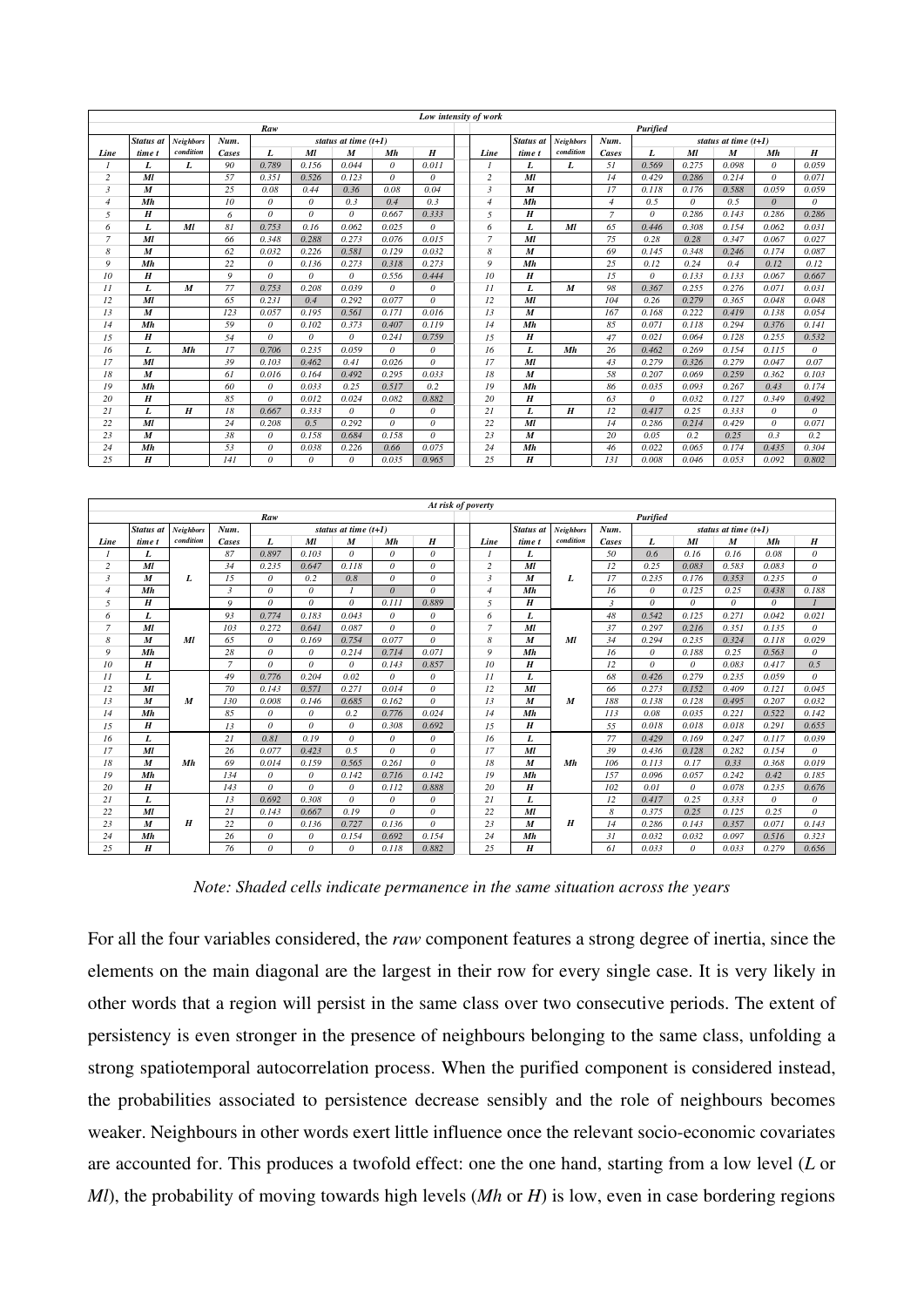| Low intensity of work | | | | | | | | | | | | | | | | | | |
|---|---|---|---|---|---|---|---|---|---|---|---|---|---|---|---|---|---|---|
| Raw | | | | | | | | | | Purified | | | | | | | | |
| Line | Status at time t | Neighbors condition | Num. Cases | status at time (t+1) | | | | | Line | Status at time t | Neighbors condition | Num. Cases | status at time (t+1) | | | | | |
| | | | | L | Ml | M | Mh | H | | | | | L | Ml | M | Mh | H | |
| 1 | L | L | 90 | 0.789 | 0.156 | 0.044 | 0 | 0.011 | 1 | L | L | 51 | 0.569 | 0.275 | 0.098 | 0 | 0.059 | |
| 2 | Ml | | 57 | 0.351 | 0.526 | 0.123 | 0 | 0 | 2 | Ml | | 14 | 0.429 | 0.286 | 0.214 | 0 | 0.071 | |
| 3 | M | | 25 | 0.08 | 0.44 | 0.36 | 0.08 | 0.04 | 3 | M | | 17 | 0.118 | 0.176 | 0.588 | 0.059 | 0.059 | |
| 4 | Mh | | 10 | 0 | 0 | 0.3 | 0.4 | 0.3 | 4 | Mh | | 4 | 0.5 | 0 | 0.5 | 0 | 0 | |
| 5 | H | | 6 | 0 | 0 | 0 | 0.667 | 0.333 | 5 | H | | 7 | 0 | 0.286 | 0.143 | 0.286 | 0.286 | |
| 6 | L | Ml | 81 | 0.753 | 0.16 | 0.062 | 0.025 | 0 | 6 | L | Ml | 65 | 0.446 | 0.308 | 0.154 | 0.062 | 0.031 | |
| 7 | Ml | | 66 | 0.348 | 0.288 | 0.273 | 0.076 | 0.015 | 7 | Ml | | 75 | 0.28 | 0.28 | 0.347 | 0.067 | 0.027 | |
| 8 | M | | 62 | 0.032 | 0.226 | 0.581 | 0.129 | 0.032 | 8 | M | | 69 | 0.145 | 0.348 | 0.246 | 0.174 | 0.087 | |
| 9 | Mh | | 22 | 0 | 0.136 | 0.273 | 0.318 | 0.273 | 9 | Mh | | 25 | 0.12 | 0.24 | 0.4 | 0.12 | 0.12 | |
| 10 | H | | 9 | 0 | 0 | 0 | 0.556 | 0.444 | 10 | H | | 15 | 0 | 0.133 | 0.133 | 0.067 | 0.667 | |
| 11 | L | M | 77 | 0.753 | 0.208 | 0.039 | 0 | 0 | 11 | L | M | 98 | 0.367 | 0.255 | 0.276 | 0.071 | 0.031 | |
| 12 | Ml | | 65 | 0.231 | 0.4 | 0.292 | 0.077 | 0 | 12 | Ml | | 104 | 0.26 | 0.279 | 0.365 | 0.048 | 0.048 | |
| 13 | M | | 123 | 0.057 | 0.195 | 0.561 | 0.171 | 0.016 | 13 | M | | 167 | 0.168 | 0.222 | 0.419 | 0.138 | 0.054 | |
| 14 | Mh | | 59 | 0 | 0.102 | 0.373 | 0.407 | 0.119 | 14 | Mh | | 85 | 0.071 | 0.118 | 0.294 | 0.376 | 0.141 | |
| 15 | H | | 54 | 0 | 0 | 0 | 0.241 | 0.759 | 15 | H | | 47 | 0.021 | 0.064 | 0.128 | 0.255 | 0.532 | |
| 16 | L | Mh | 17 | 0.706 | 0.235 | 0.059 | 0 | 0 | 16 | L | Mh | 26 | 0.462 | 0.269 | 0.154 | 0.115 | 0 | |
| 17 | Ml | | 39 | 0.103 | 0.462 | 0.41 | 0.026 | 0 | 17 | Ml | | 43 | 0.279 | 0.326 | 0.279 | 0.047 | 0.07 | |
| 18 | M | | 61 | 0.016 | 0.164 | 0.492 | 0.295 | 0.033 | 18 | M | | 58 | 0.207 | 0.069 | 0.259 | 0.362 | 0.103 | |
| 19 | Mh | | 60 | 0 | 0.033 | 0.25 | 0.517 | 0.2 | 19 | Mh | | 86 | 0.035 | 0.093 | 0.267 | 0.43 | 0.174 | |
| 20 | H | | 85 | 0 | 0.012 | 0.024 | 0.082 | 0.882 | 20 | H | | 63 | 0 | 0.032 | 0.127 | 0.349 | 0.492 | |
| 21 | L | H | 18 | 0.667 | 0.333 | 0 | 0 | 0 | 21 | L | H | 12 | 0.417 | 0.25 | 0.333 | 0 | 0 | |
| 22 | Ml | | 24 | 0.208 | 0.5 | 0.292 | 0 | 0 | 22 | Ml | | 14 | 0.286 | 0.214 | 0.429 | 0 | 0.071 | |
| 23 | M | | 38 | 0 | 0.158 | 0.684 | 0.158 | 0 | 23 | M | | 20 | 0.05 | 0.2 | 0.25 | 0.3 | 0.2 | |
| 24 | Mh | | 53 | 0 | 0.038 | 0.226 | 0.66 | 0.075 | 24 | Mh | | 46 | 0.022 | 0.065 | 0.174 | 0.435 | 0.304 | |
| 25 | H | | 141 | 0 | 0 | 0 | 0.035 | 0.965 | 25 | H | | 131 | 0.008 | 0.046 | 0.053 | 0.092 | 0.802 | |

| At risk of poverty | | | | | | | | | | | | | | | | | |
|---|---|---|---|---|---|---|---|---|---|---|---|---|---|---|---|---|---|
| Raw | | | | | | | | | Purified | | | | | | | | |
| Line | Status at time t | Neighbors condition | Num. Cases | L | Ml | M | Mh | H | Line | Status at time t | Neighbors condition | Num. Cases | L | Ml | M | Mh | H |
| | | | | status at time (t+1) | | | | | | | | | status at time (t+1) | | | | |
| 1 | L | L | 87 | 0.897 | 0.103 | 0 | 0 | 0 | 1 | L | L | 50 | 0.6 | 0.16 | 0.16 | 0.08 | 0 |
| 2 | Ml | | 34 | 0.235 | 0.647 | 0.118 | 0 | 0 | 2 | Ml | | 12 | 0.25 | 0.083 | 0.583 | 0.083 | 0 |
| 3 | M | | 15 | 0 | 0.2 | 0.8 | 0 | 0 | 3 | M | | 17 | 0.235 | 0.176 | 0.353 | 0.235 | 0 |
| 4 | Mh | | 3 | 0 | 0 | 1 | 0 | 0 | 4 | Mh | | 16 | 0 | 0.125 | 0.25 | 0.438 | 0.188 |
| 5 | H | | 9 | 0 | 0 | 0 | 0.111 | 0.889 | 5 | H | | 3 | 0 | 0 | 0 | 0 | 1 |
| 6 | L | Ml | 93 | 0.774 | 0.183 | 0.043 | 0 | 0 | 6 | L | Ml | 48 | 0.542 | 0.125 | 0.271 | 0.042 | 0.021 |
| 7 | Ml | | 103 | 0.272 | 0.641 | 0.087 | 0 | 0 | 7 | Ml | | 37 | 0.297 | 0.216 | 0.351 | 0.135 | 0 |
| 8 | M | | 65 | 0 | 0.169 | 0.754 | 0.077 | 0 | 8 | M | | 34 | 0.294 | 0.235 | 0.324 | 0.118 | 0.029 |
| 9 | Mh | | 28 | 0 | 0 | 0.214 | 0.714 | 0.071 | 9 | Mh | | 16 | 0 | 0.188 | 0.25 | 0.563 | 0 |
| 10 | H | | 7 | 0 | 0 | 0 | 0.143 | 0.857 | 10 | H | | 12 | 0 | 0 | 0.083 | 0.417 | 0.5 |
| 11 | L | M | 49 | 0.776 | 0.204 | 0.02 | 0 | 0 | 11 | L | M | 68 | 0.426 | 0.279 | 0.235 | 0.059 | 0 |
| 12 | Ml | | 70 | 0.143 | 0.571 | 0.271 | 0.014 | 0 | 12 | Ml | | 66 | 0.273 | 0.152 | 0.409 | 0.121 | 0.045 |
| 13 | M | | 130 | 0.008 | 0.146 | 0.685 | 0.162 | 0 | 13 | M | | 188 | 0.138 | 0.128 | 0.495 | 0.207 | 0.032 |
| 14 | Mh | | 85 | 0 | 0 | 0.2 | 0.776 | 0.024 | 14 | Mh | | 113 | 0.08 | 0.035 | 0.221 | 0.522 | 0.142 |
| 15 | H | | 13 | 0 | 0 | 0 | 0.308 | 0.692 | 15 | H | | 55 | 0.018 | 0.018 | 0.018 | 0.291 | 0.655 |
| 16 | L | Mh | 21 | 0.81 | 0.19 | 0 | 0 | 0 | 16 | L | Mh | 77 | 0.429 | 0.169 | 0.247 | 0.117 | 0.039 |
| 17 | Ml | | 26 | 0.077 | 0.423 | 0.5 | 0 | 0 | 17 | Ml | | 39 | 0.436 | 0.128 | 0.282 | 0.154 | 0 |
| 18 | M | | 69 | 0.014 | 0.159 | 0.565 | 0.261 | 0 | 18 | M | | 106 | 0.113 | 0.17 | 0.33 | 0.368 | 0.019 |
| 19 | Mh | | 134 | 0 | 0 | 0.142 | 0.716 | 0.142 | 19 | Mh | | 157 | 0.096 | 0.057 | 0.242 | 0.42 | 0.185 |
| 20 | H | | 143 | 0 | 0 | 0 | 0.112 | 0.888 | 20 | H | | 102 | 0.01 | 0 | 0.078 | 0.235 | 0.676 |
| 21 | L | H | 13 | 0.692 | 0.308 | 0 | 0 | 0 | 21 | L | H | 12 | 0.417 | 0.25 | 0.333 | 0 | 0 |
| 22 | Ml | | 21 | 0.143 | 0.667 | 0.19 | 0 | 0 | 22 | Ml | | 8 | 0.375 | 0.25 | 0.125 | 0.25 | 0 |
| 23 | M | | 22 | 0 | 0.136 | 0.727 | 0.136 | 0 | 23 | M | | 14 | 0.286 | 0.143 | 0.357 | 0.071 | 0.143 |
| 24 | Mh | | 26 | 0 | 0 | 0.154 | 0.692 | 0.154 | 24 | Mh | | 31 | 0.032 | 0.032 | 0.097 | 0.516 | 0.323 |
| 25 | H | | 76 | 0 | 0 | 0 | 0.118 | 0.882 | 25 | H | | 61 | 0.033 | 0 | 0.033 | 0.279 | 0.656 |

*Note: Shaded cells indicate permanence in the same situation across the years*

For all the four variables considered, the *raw* component features a strong degree of inertia, since the elements on the main diagonal are the largest in their row for every single case. It is very likely in other words that a region will persist in the same class over two consecutive periods. The extent of persistency is even stronger in the presence of neighbours belonging to the same class, unfolding a strong spatiotemporal autocorrelation process. When the purified component is considered instead, the probabilities associated to persistence decrease sensibly and the role of neighbours becomes weaker. Neighbours in other words exert little influence once the relevant socio-economic covariates are accounted for. This produces a twofold effect: one the one hand, starting from a low level (*L* or *Ml*), the probability of moving towards high levels (*Mh* or *H*) is low, even in case bordering regions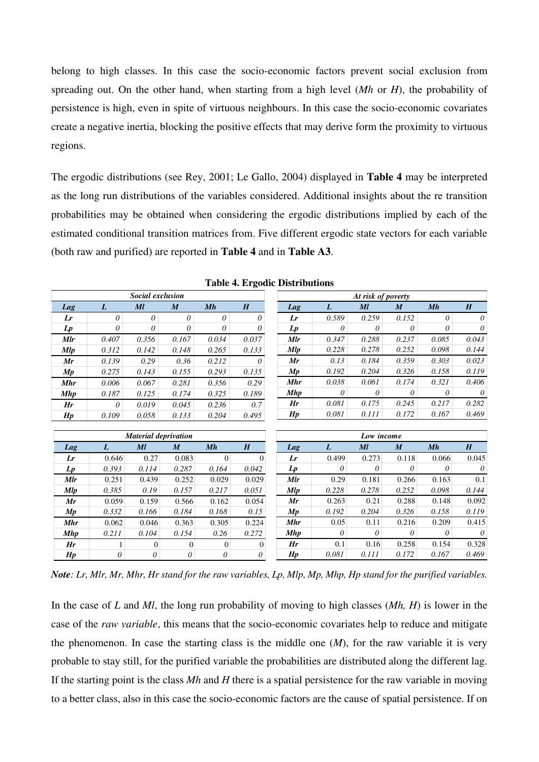belong to high classes. In this case the socio-economic factors prevent social exclusion from spreading out. On the other hand, when starting from a high level (*Mh* or *H*), the probability of persistence is high, even in spite of virtuous neighbours. In this case the socio-economic covariates create a negative inertia, blocking the positive effects that may derive form the proximity to virtuous regions.

The ergodic distributions (see Rey, 2001; Le Gallo, 2004) displayed in **Table 4** may be interpreted as the long run distributions of the variables considered. Additional insights about the re transition probabilities may be obtained when considering the ergodic distributions implied by each of the estimated conditional transition matrices from. Five different ergodic state vectors for each variable (both raw and purified) are reported in **Table 4** and in **Table A3**.

**Table 4. Ergodic Distributions**

| *Social exclusion* | | | | | |
|---|---|---|---|---|---|
| ***Lag*** | ***L*** | ***Ml*** | ***M*** | ***Mh*** | ***H*** |
| ***Lr*** | 0 | 0 | 0 | 0 | 0 |
| ***Lp*** | 0 | 0 | 0 | 0 | 0 |
| ***Mlr*** | 0.407 | 0.356 | 0.167 | 0.034 | 0.037 |
| ***Mlp*** | 0.312 | 0.142 | 0.148 | 0.265 | 0.133 |
| ***Mr*** | 0.139 | 0.29 | 0.36 | 0.212 | 0 |
| ***Mp*** | 0.275 | 0.143 | 0.155 | 0.293 | 0.135 |
| ***Mhr*** | 0.006 | 0.067 | 0.281 | 0.356 | 0.29 |
| ***Mhp*** | 0.187 | 0.125 | 0.174 | 0.325 | 0.189 |
| ***Hr*** | 0 | 0.019 | 0.045 | 0.236 | 0.7 |
| ***Hp*** | 0.109 | 0.058 | 0.133 | 0.204 | 0.495 |

| *At risk of poverty* | | | | | |
|---|---|---|---|---|---|
| ***Lag*** | ***L*** | ***Ml*** | ***M*** | ***Mh*** | ***H*** |
| ***Lr*** | 0.589 | 0.259 | 0.152 | 0 | 0 |
| ***Lp*** | 0 | 0 | 0 | 0 | 0 |
| ***Mlr*** | 0.347 | 0.288 | 0.237 | 0.085 | 0.043 |
| ***Mlp*** | 0.228 | 0.278 | 0.252 | 0.098 | 0.144 |
| ***Mr*** | 0.13 | 0.184 | 0.359 | 0.303 | 0.023 |
| ***Mp*** | 0.192 | 0.204 | 0.326 | 0.158 | 0.119 |
| ***Mhr*** | 0.038 | 0.061 | 0.174 | 0.321 | 0.406 |
| ***Mhp*** | 0 | 0 | 0 | 0 | 0 |
| ***Hr*** | 0.081 | 0.175 | 0.245 | 0.217 | 0.282 |
| ***Hp*** | 0.081 | 0.111 | 0.172 | 0.167 | 0.469 |

| *Material deprivation* | | | | | |
|---|---|---|---|---|---|
| ***Lag*** | ***L*** | ***Ml*** | ***M*** | ***Mh*** | ***H*** |
| ***Lr*** | 0.646 | 0.27 | 0.083 | 0 | 0 |
| ***Lp*** | 0.393 | 0.114 | 0.287 | 0.164 | 0.042 |
| ***Mlr*** | 0.251 | 0.439 | 0.252 | 0.029 | 0.029 |
| ***Mlp*** | 0.385 | 0.19 | 0.157 | 0.217 | 0.051 |
| ***Mr*** | 0.059 | 0.159 | 0.566 | 0.162 | 0.054 |
| ***Mp*** | 0.332 | 0.166 | 0.184 | 0.168 | 0.15 |
| ***Mhr*** | 0.062 | 0.046 | 0.363 | 0.305 | 0.224 |
| ***Mhp*** | 0.211 | 0.104 | 0.154 | 0.26 | 0.272 |
| ***Hr*** | 1 | 0 | 0 | 0 | 0 |
| ***Hp*** | 0 | 0 | 0 | 0 | 0 |

| *Low income* | | | | | |
|---|---|---|---|---|---|
| ***Lag*** | ***L*** | ***Ml*** | ***M*** | ***Mh*** | ***H*** |
| ***Lr*** | 0.499 | 0.273 | 0.118 | 0.066 | 0.045 |
| ***Lp*** | 0 | 0 | 0 | 0 | 0 |
| ***Mlr*** | 0.29 | 0.181 | 0.266 | 0.163 | 0.1 |
| ***Mlp*** | 0.228 | 0.278 | 0.252 | 0.098 | 0.144 |
| ***Mr*** | 0.263 | 0.21 | 0.288 | 0.148 | 0.092 |
| ***Mp*** | 0.192 | 0.204 | 0.326 | 0.158 | 0.119 |
| ***Mhr*** | 0.05 | 0.11 | 0.216 | 0.209 | 0.415 |
| ***Mhp*** | 0 | 0 | 0 | 0 | 0 |
| ***Hr*** | 0.1 | 0.16 | 0.258 | 0.154 | 0.328 |
| ***Hp*** | 0.081 | 0.111 | 0.172 | 0.167 | 0.469 |

***Note****: Lr, Mlr, Mr, Mhr, Hr stand for the raw variables, Lp, Mlp, Mp, Mhp, Hp stand for the purified variables.*

In the case of *L* and *Ml*, the long run probability of moving to high classes (*Mh, H*) is lower in the case of the *raw variable*, this means that the socio-economic covariates help to reduce and mitigate the phenomenon. In case the starting class is the middle one (*M*), for the raw variable it is very probable to stay still, for the purified variable the probabilities are distributed along the different lag. If the starting point is the class *Mh* and *H* there is a spatial persistence for the raw variable in moving to a better class, also in this case the socio-economic factors are the cause of spatial persistence. If on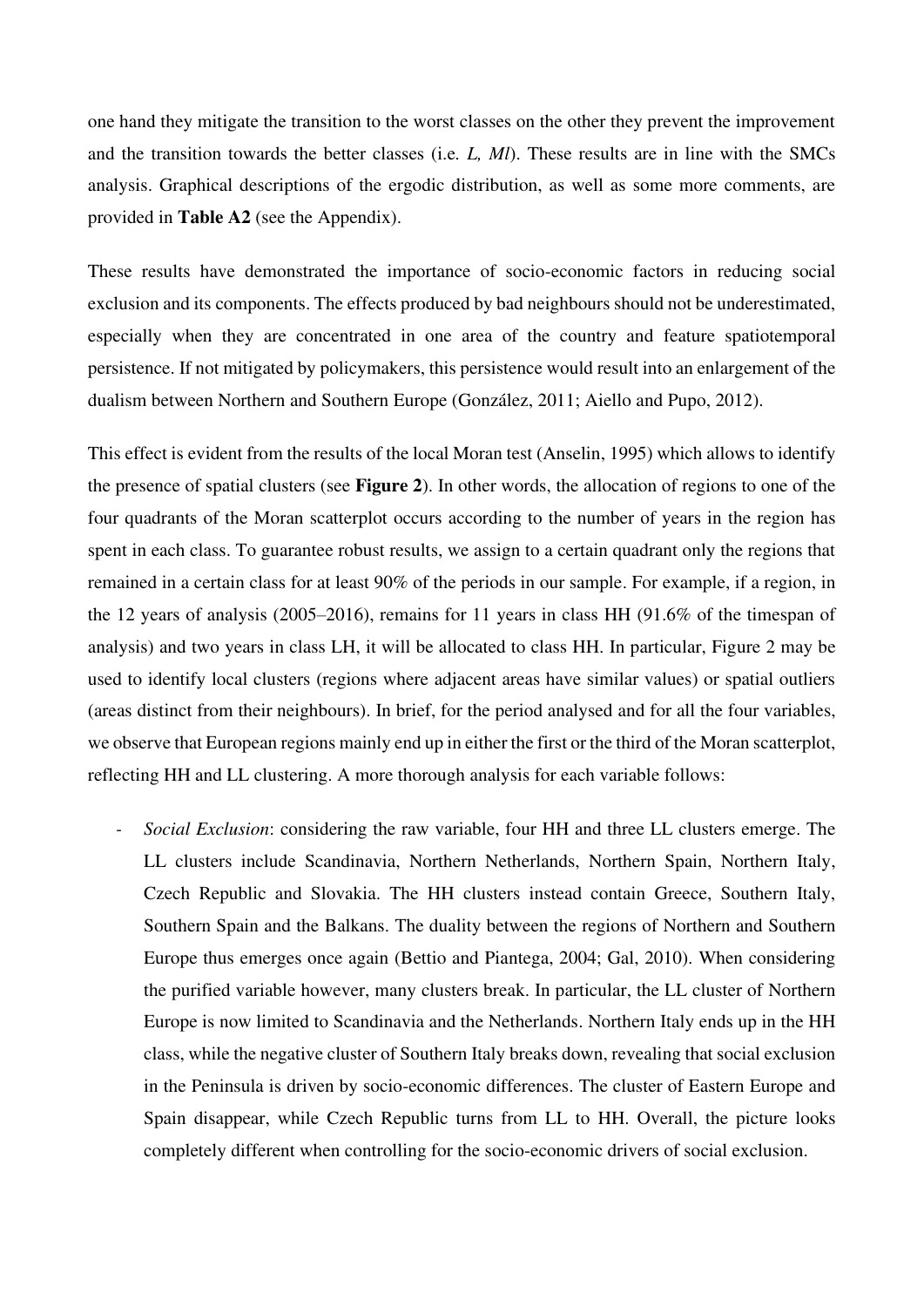one hand they mitigate the transition to the worst classes on the other they prevent the improvement and the transition towards the better classes (i.e. *L, Ml*). These results are in line with the SMCs analysis. Graphical descriptions of the ergodic distribution, as well as some more comments, are provided in **Table A2** (see the Appendix).

These results have demonstrated the importance of socio-economic factors in reducing social exclusion and its components. The effects produced by bad neighbours should not be underestimated, especially when they are concentrated in one area of the country and feature spatiotemporal persistence. If not mitigated by policymakers, this persistence would result into an enlargement of the dualism between Northern and Southern Europe (González, 2011; Aiello and Pupo, 2012).

This effect is evident from the results of the local Moran test (Anselin, 1995) which allows to identify the presence of spatial clusters (see **Figure 2**). In other words, the allocation of regions to one of the four quadrants of the Moran scatterplot occurs according to the number of years in the region has spent in each class. To guarantee robust results, we assign to a certain quadrant only the regions that remained in a certain class for at least 90% of the periods in our sample. For example, if a region, in the 12 years of analysis (2005–2016), remains for 11 years in class HH (91.6% of the timespan of analysis) and two years in class LH, it will be allocated to class HH. In particular, Figure 2 may be used to identify local clusters (regions where adjacent areas have similar values) or spatial outliers (areas distinct from their neighbours). In brief, for the period analysed and for all the four variables, we observe that European regions mainly end up in either the first or the third of the Moran scatterplot, reflecting HH and LL clustering. A more thorough analysis for each variable follows:

- *Social Exclusion*: considering the raw variable, four HH and three LL clusters emerge. The LL clusters include Scandinavia, Northern Netherlands, Northern Spain, Northern Italy, Czech Republic and Slovakia. The HH clusters instead contain Greece, Southern Italy, Southern Spain and the Balkans. The duality between the regions of Northern and Southern Europe thus emerges once again (Bettio and Piantega, 2004; Gal, 2010). When considering the purified variable however, many clusters break. In particular, the LL cluster of Northern Europe is now limited to Scandinavia and the Netherlands. Northern Italy ends up in the HH class, while the negative cluster of Southern Italy breaks down, revealing that social exclusion in the Peninsula is driven by socio-economic differences. The cluster of Eastern Europe and Spain disappear, while Czech Republic turns from LL to HH. Overall, the picture looks completely different when controlling for the socio-economic drivers of social exclusion.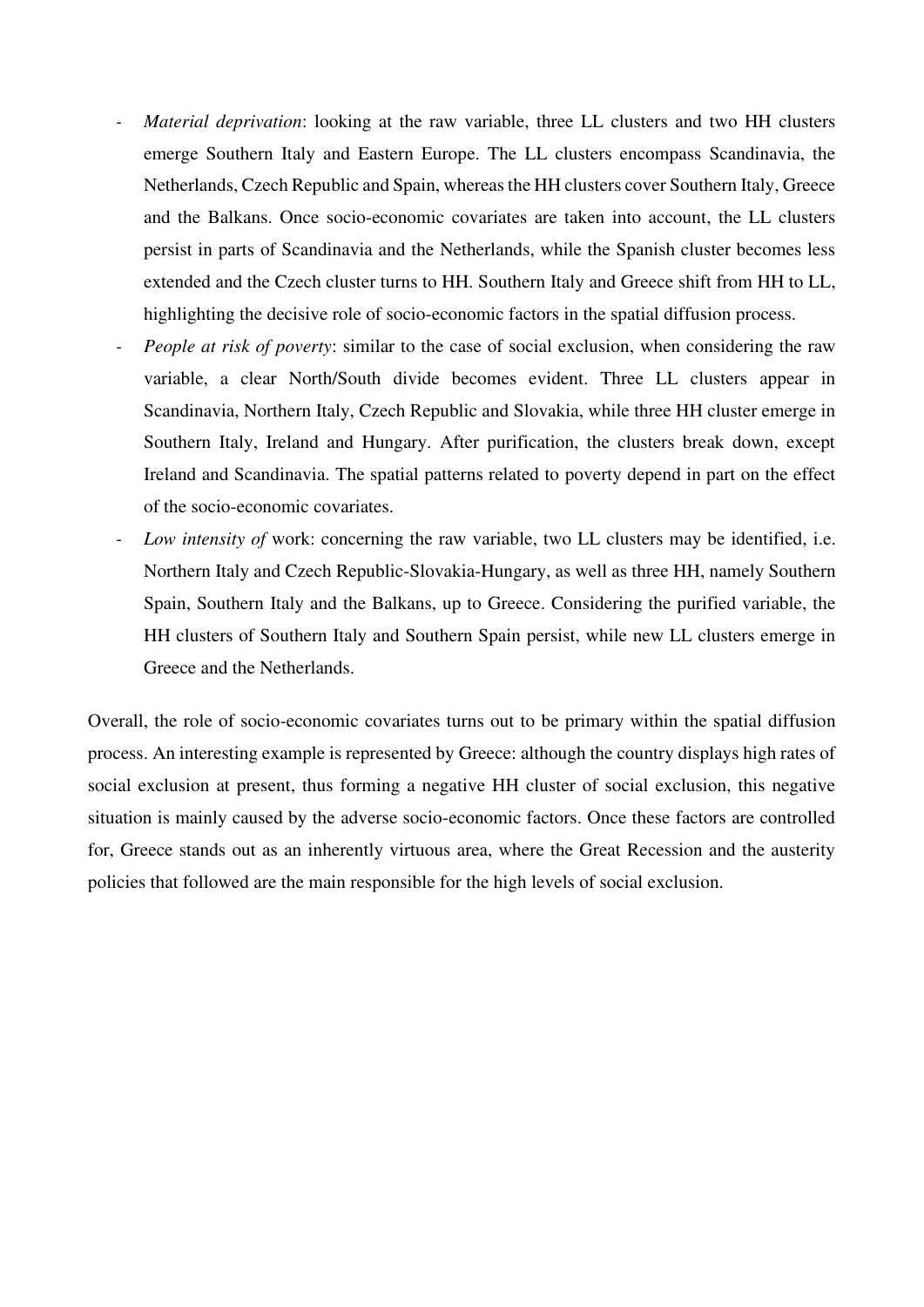- *Material deprivation*: looking at the raw variable, three LL clusters and two HH clusters emerge Southern Italy and Eastern Europe. The LL clusters encompass Scandinavia, the Netherlands, Czech Republic and Spain, whereas the HH clusters cover Southern Italy, Greece and the Balkans. Once socio-economic covariates are taken into account, the LL clusters persist in parts of Scandinavia and the Netherlands, while the Spanish cluster becomes less extended and the Czech cluster turns to HH. Southern Italy and Greece shift from HH to LL, highlighting the decisive role of socio-economic factors in the spatial diffusion process.
- *People at risk of poverty*: similar to the case of social exclusion, when considering the raw variable, a clear North/South divide becomes evident. Three LL clusters appear in Scandinavia, Northern Italy, Czech Republic and Slovakia, while three HH cluster emerge in Southern Italy, Ireland and Hungary. After purification, the clusters break down, except Ireland and Scandinavia. The spatial patterns related to poverty depend in part on the effect of the socio-economic covariates.
- *Low intensity of* work: concerning the raw variable, two LL clusters may be identified, i.e. Northern Italy and Czech Republic-Slovakia-Hungary, as well as three HH, namely Southern Spain, Southern Italy and the Balkans, up to Greece. Considering the purified variable, the HH clusters of Southern Italy and Southern Spain persist, while new LL clusters emerge in Greece and the Netherlands.

Overall, the role of socio-economic covariates turns out to be primary within the spatial diffusion process. An interesting example is represented by Greece: although the country displays high rates of social exclusion at present, thus forming a negative HH cluster of social exclusion, this negative situation is mainly caused by the adverse socio-economic factors. Once these factors are controlled for, Greece stands out as an inherently virtuous area, where the Great Recession and the austerity policies that followed are the main responsible for the high levels of social exclusion.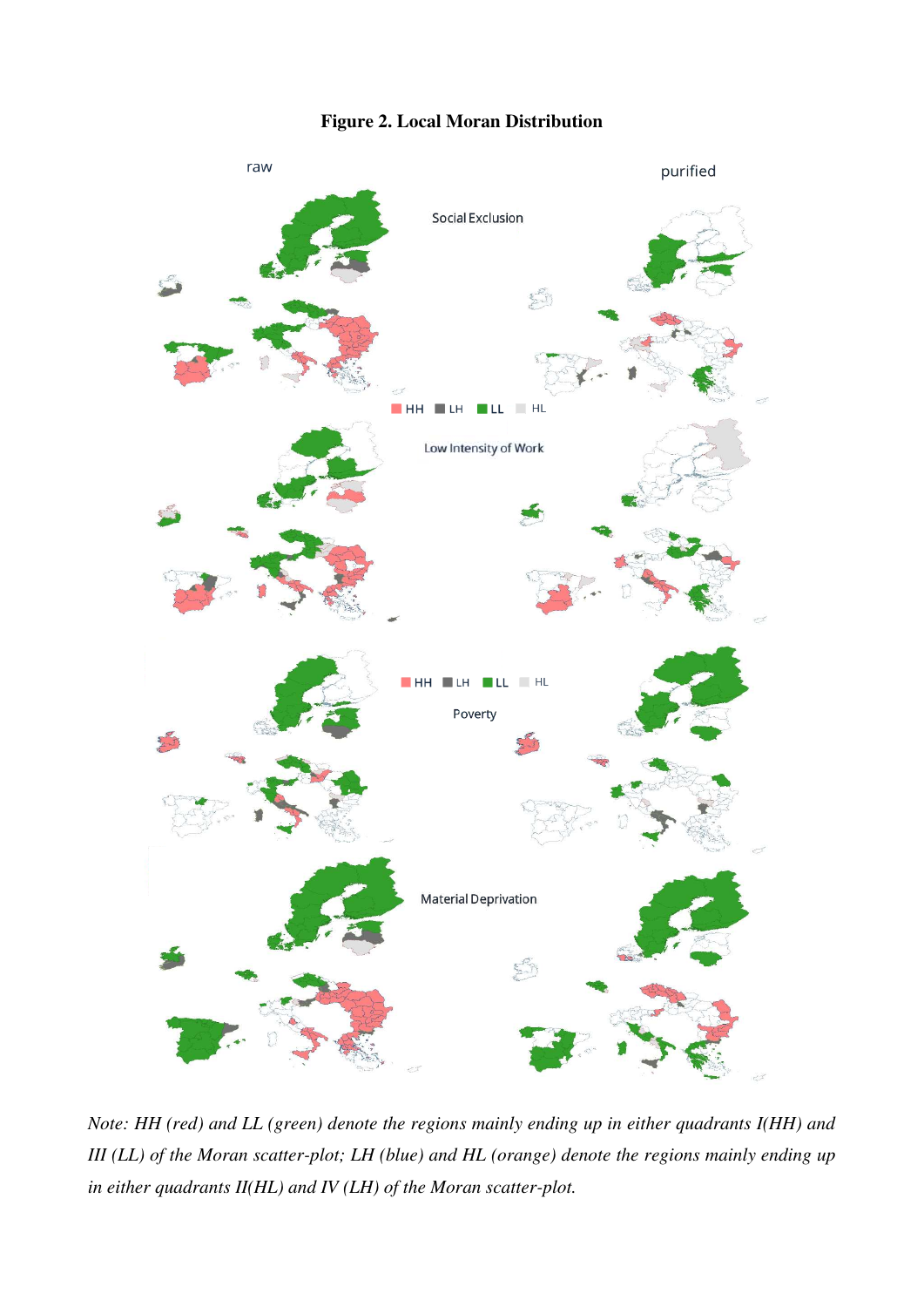**Figure 2. Local Moran Distribution**

*Note: HH (red) and LL (green) denote the regions mainly ending up in either quadrants I(HH) and III (LL) of the Moran scatter-plot; LH (blue) and HL (orange) denote the regions mainly ending up in either quadrants II(HL) and IV (LH) of the Moran scatter-plot.*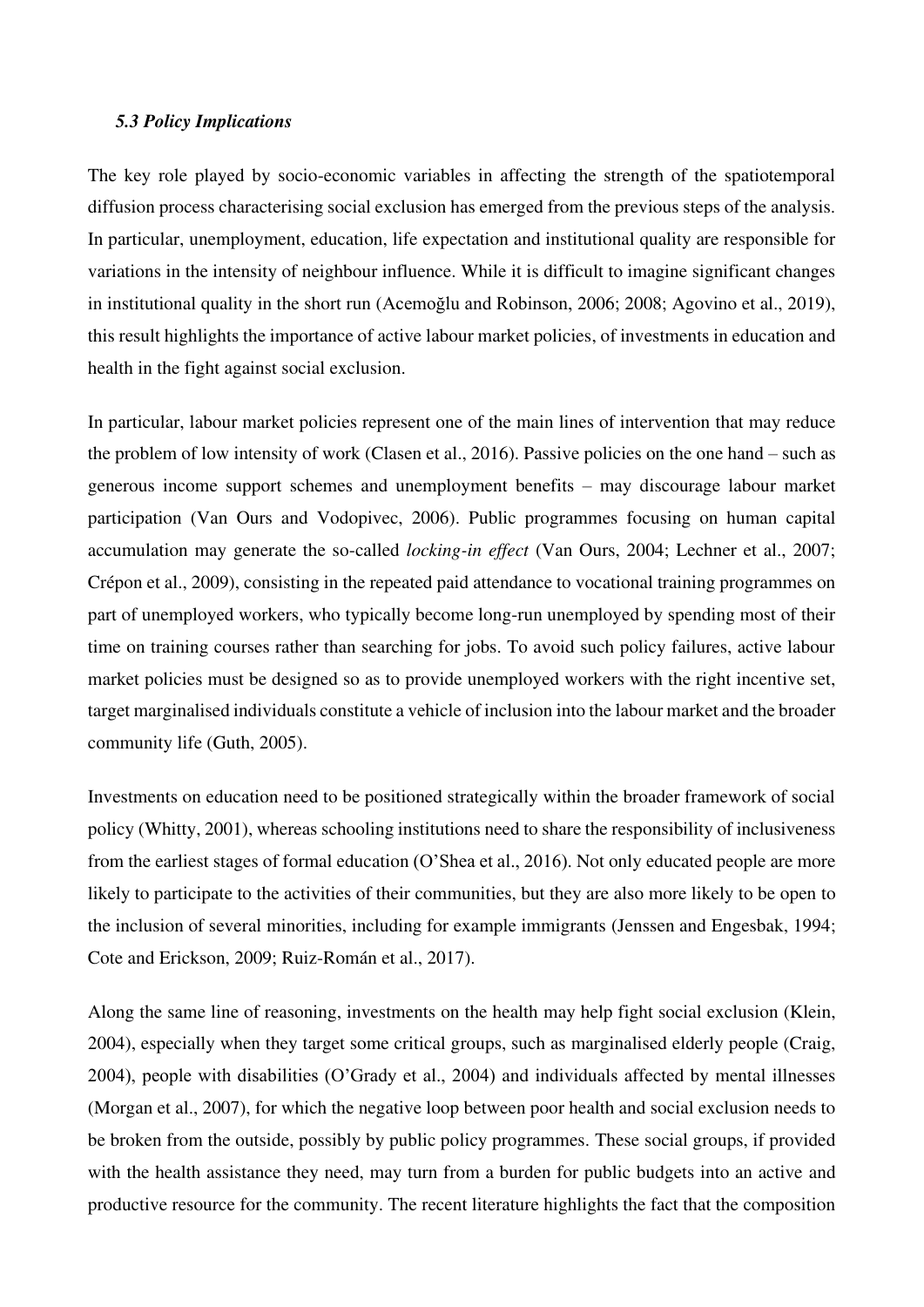### *5.3 Policy Implications*

The key role played by socio-economic variables in affecting the strength of the spatiotemporal diffusion process characterising social exclusion has emerged from the previous steps of the analysis. In particular, unemployment, education, life expectation and institutional quality are responsible for variations in the intensity of neighbour influence. While it is difficult to imagine significant changes in institutional quality in the short run (Acemoğlu and Robinson, 2006; 2008; Agovino et al., 2019), this result highlights the importance of active labour market policies, of investments in education and health in the fight against social exclusion.

In particular, labour market policies represent one of the main lines of intervention that may reduce the problem of low intensity of work (Clasen et al., 2016). Passive policies on the one hand – such as generous income support schemes and unemployment benefits – may discourage labour market participation (Van Ours and Vodopivec, 2006). Public programmes focusing on human capital accumulation may generate the so-called *locking-in effect* (Van Ours, 2004; Lechner et al., 2007; Crépon et al., 2009), consisting in the repeated paid attendance to vocational training programmes on part of unemployed workers, who typically become long-run unemployed by spending most of their time on training courses rather than searching for jobs. To avoid such policy failures, active labour market policies must be designed so as to provide unemployed workers with the right incentive set, target marginalised individuals constitute a vehicle of inclusion into the labour market and the broader community life (Guth, 2005).

Investments on education need to be positioned strategically within the broader framework of social policy (Whitty, 2001), whereas schooling institutions need to share the responsibility of inclusiveness from the earliest stages of formal education (O'Shea et al., 2016). Not only educated people are more likely to participate to the activities of their communities, but they are also more likely to be open to the inclusion of several minorities, including for example immigrants (Jenssen and Engesbak, 1994; Cote and Erickson, 2009; Ruiz-Román et al., 2017).

Along the same line of reasoning, investments on the health may help fight social exclusion (Klein, 2004), especially when they target some critical groups, such as marginalised elderly people (Craig, 2004), people with disabilities (O'Grady et al., 2004) and individuals affected by mental illnesses (Morgan et al., 2007), for which the negative loop between poor health and social exclusion needs to be broken from the outside, possibly by public policy programmes. These social groups, if provided with the health assistance they need, may turn from a burden for public budgets into an active and productive resource for the community. The recent literature highlights the fact that the composition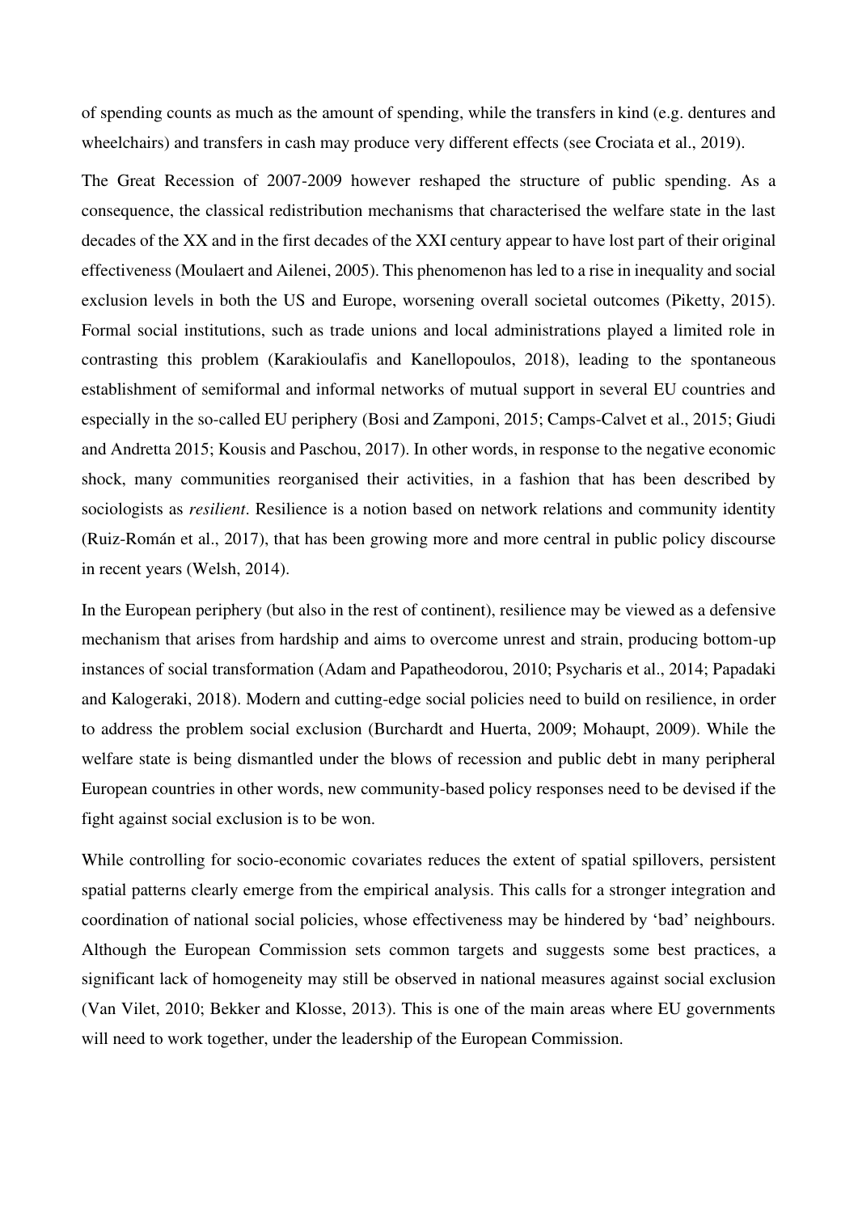of spending counts as much as the amount of spending, while the transfers in kind (e.g. dentures and wheelchairs) and transfers in cash may produce very different effects (see Crociata et al., 2019).

The Great Recession of 2007-2009 however reshaped the structure of public spending. As a consequence, the classical redistribution mechanisms that characterised the welfare state in the last decades of the XX and in the first decades of the XXI century appear to have lost part of their original effectiveness (Moulaert and Ailenei, 2005). This phenomenon has led to a rise in inequality and social exclusion levels in both the US and Europe, worsening overall societal outcomes (Piketty, 2015). Formal social institutions, such as trade unions and local administrations played a limited role in contrasting this problem (Karakioulafis and Kanellopoulos, 2018), leading to the spontaneous establishment of semiformal and informal networks of mutual support in several EU countries and especially in the so-called EU periphery (Bosi and Zamponi, 2015; Camps-Calvet et al., 2015; Giudi and Andretta 2015; Kousis and Paschou, 2017). In other words, in response to the negative economic shock, many communities reorganised their activities, in a fashion that has been described by sociologists as *resilient*. Resilience is a notion based on network relations and community identity (Ruiz-Román et al., 2017), that has been growing more and more central in public policy discourse in recent years (Welsh, 2014).

In the European periphery (but also in the rest of continent), resilience may be viewed as a defensive mechanism that arises from hardship and aims to overcome unrest and strain, producing bottom-up instances of social transformation (Adam and Papatheodorou, 2010; Psycharis et al., 2014; Papadaki and Kalogeraki, 2018). Modern and cutting-edge social policies need to build on resilience, in order to address the problem social exclusion (Burchardt and Huerta, 2009; Mohaupt, 2009). While the welfare state is being dismantled under the blows of recession and public debt in many peripheral European countries in other words, new community-based policy responses need to be devised if the fight against social exclusion is to be won.

While controlling for socio-economic covariates reduces the extent of spatial spillovers, persistent spatial patterns clearly emerge from the empirical analysis. This calls for a stronger integration and coordination of national social policies, whose effectiveness may be hindered by 'bad' neighbours. Although the European Commission sets common targets and suggests some best practices, a significant lack of homogeneity may still be observed in national measures against social exclusion (Van Vilet, 2010; Bekker and Klosse, 2013). This is one of the main areas where EU governments will need to work together, under the leadership of the European Commission.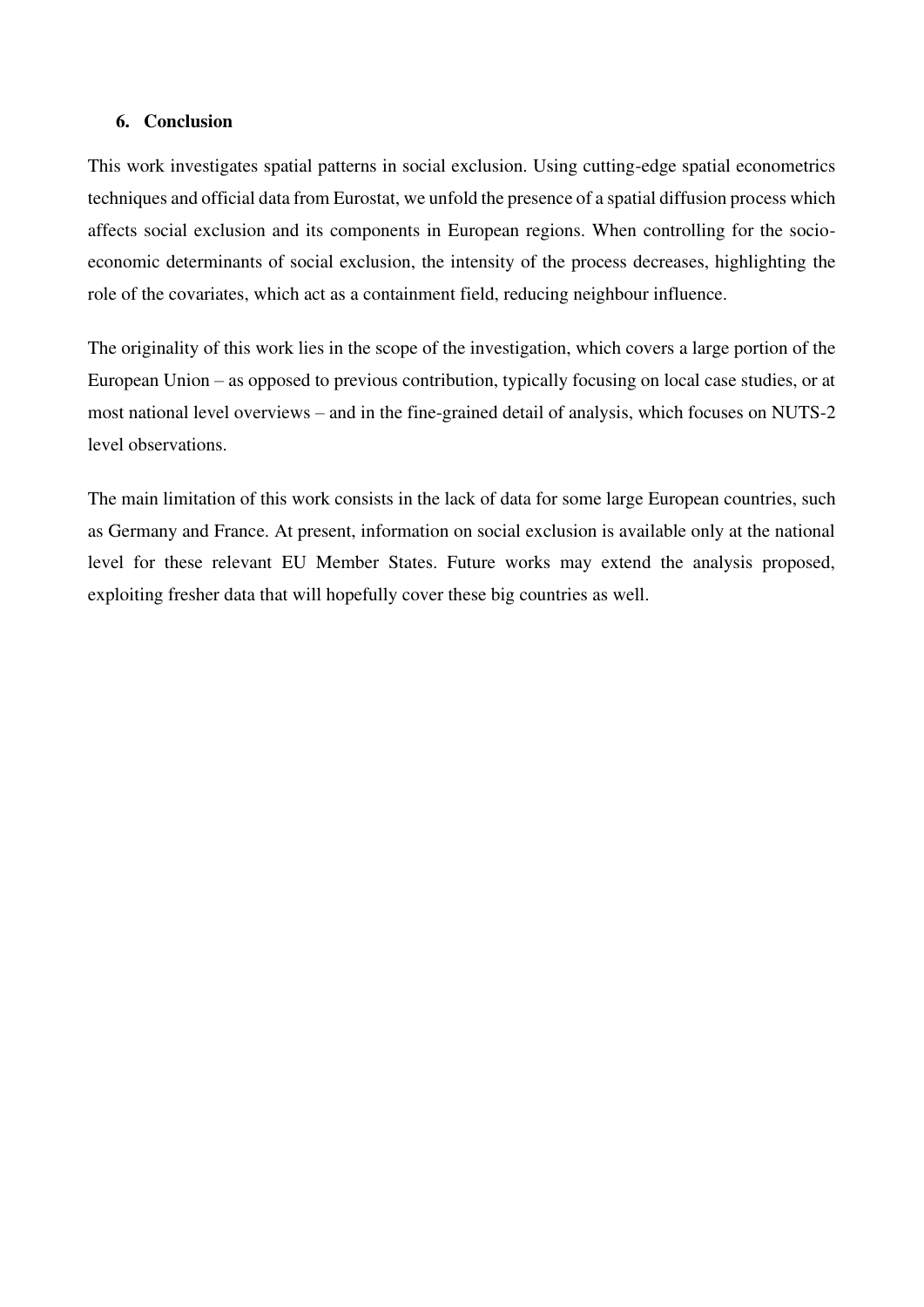## 6. Conclusion

This work investigates spatial patterns in social exclusion. Using cutting-edge spatial econometrics techniques and official data from Eurostat, we unfold the presence of a spatial diffusion process which affects social exclusion and its components in European regions. When controlling for the socio-economic determinants of social exclusion, the intensity of the process decreases, highlighting the role of the covariates, which act as a containment field, reducing neighbour influence.

The originality of this work lies in the scope of the investigation, which covers a large portion of the European Union – as opposed to previous contribution, typically focusing on local case studies, or at most national level overviews – and in the fine-grained detail of analysis, which focuses on NUTS-2 level observations.

The main limitation of this work consists in the lack of data for some large European countries, such as Germany and France. At present, information on social exclusion is available only at the national level for these relevant EU Member States. Future works may extend the analysis proposed, exploiting fresher data that will hopefully cover these big countries as well.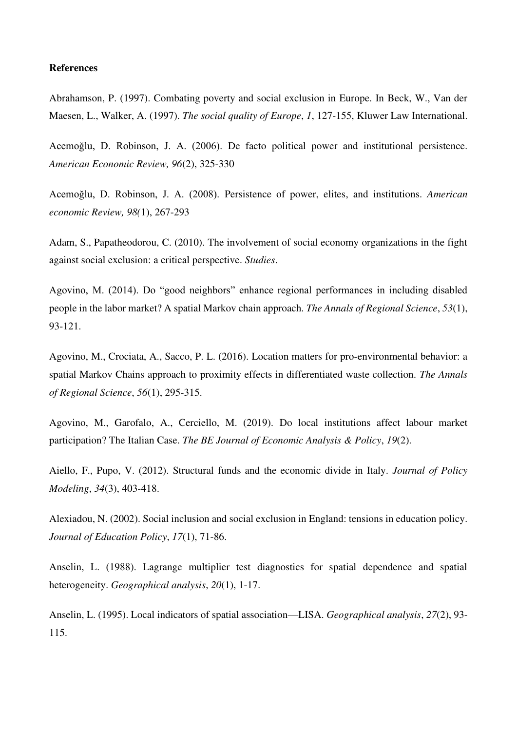**References**

Abrahamson, P. (1997). Combating poverty and social exclusion in Europe. In Beck, W., Van der Maesen, L., Walker, A. (1997). *The social quality of Europe*, *1*, 127-155, Kluwer Law International.

Acemoğlu, D. Robinson, J. A. (2006). De facto political power and institutional persistence. *American Economic Review, 96*(2), 325-330

Acemoğlu, D. Robinson, J. A. (2008). Persistence of power, elites, and institutions. *American economic Review, 98(*1), 267-293

Adam, S., Papatheodorou, C. (2010). The involvement of social economy organizations in the fight against social exclusion: a critical perspective. *Studies.*

Agovino, M. (2014). Do "good neighbors" enhance regional performances in including disabled people in the labor market? A spatial Markov chain approach. *The Annals of Regional Science*, *53*(1), 93-121.

Agovino, M., Crociata, A., Sacco, P. L. (2016). Location matters for pro-environmental behavior: a spatial Markov Chains approach to proximity effects in differentiated waste collection. *The Annals of Regional Science*, *56*(1), 295-315.

Agovino, M., Garofalo, A., Cerciello, M. (2019). Do local institutions affect labour market participation? The Italian Case. *The BE Journal of Economic Analysis & Policy*, *19*(2).

Aiello, F., Pupo, V. (2012). Structural funds and the economic divide in Italy. *Journal of Policy Modeling*, *34*(3), 403-418.

Alexiadou, N. (2002). Social inclusion and social exclusion in England: tensions in education policy. *Journal of Education Policy*, *17*(1), 71-86.

Anselin, L. (1988). Lagrange multiplier test diagnostics for spatial dependence and spatial heterogeneity. *Geographical analysis*, *20*(1), 1-17.

Anselin, L. (1995). Local indicators of spatial association—LISA. *Geographical analysis*, *27*(2), 93-115.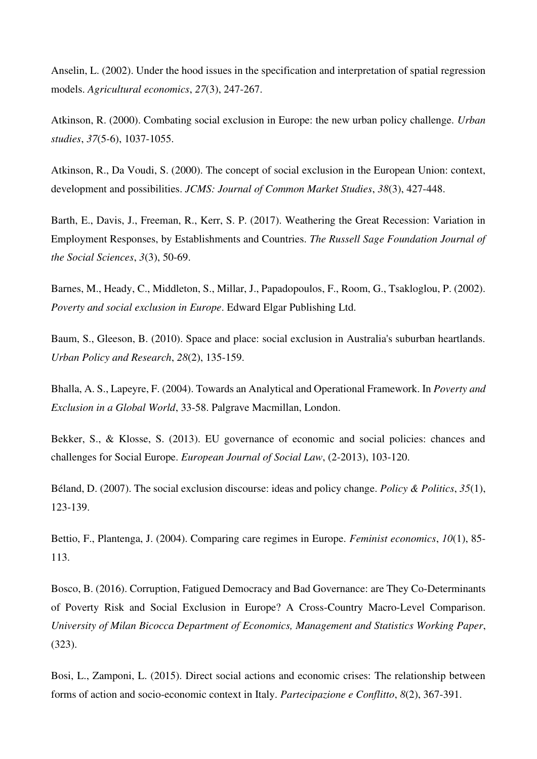Anselin, L. (2002). Under the hood issues in the specification and interpretation of spatial regression models. *Agricultural economics*, *27*(3), 247-267.

Atkinson, R. (2000). Combating social exclusion in Europe: the new urban policy challenge. *Urban studies*, *37*(5-6), 1037-1055.

Atkinson, R., Da Voudi, S. (2000). The concept of social exclusion in the European Union: context, development and possibilities. *JCMS: Journal of Common Market Studies*, *38*(3), 427-448.

Barth, E., Davis, J., Freeman, R., Kerr, S. P. (2017). Weathering the Great Recession: Variation in Employment Responses, by Establishments and Countries. *The Russell Sage Foundation Journal of the Social Sciences*, *3*(3), 50-69.

Barnes, M., Heady, C., Middleton, S., Millar, J., Papadopoulos, F., Room, G., Tsakloglou, P. (2002). *Poverty and social exclusion in Europe*. Edward Elgar Publishing Ltd.

Baum, S., Gleeson, B. (2010). Space and place: social exclusion in Australia's suburban heartlands. *Urban Policy and Research*, *28*(2), 135-159.

Bhalla, A. S., Lapeyre, F. (2004). Towards an Analytical and Operational Framework. In *Poverty and Exclusion in a Global World*, 33-58. Palgrave Macmillan, London.

Bekker, S., & Klosse, S. (2013). EU governance of economic and social policies: chances and challenges for Social Europe. *European Journal of Social Law*, (2-2013), 103-120.

Béland, D. (2007). The social exclusion discourse: ideas and policy change. *Policy & Politics*, *35*(1), 123-139.

Bettio, F., Plantenga, J. (2004). Comparing care regimes in Europe. *Feminist economics*, *10*(1), 85-113.

Bosco, B. (2016). Corruption, Fatigued Democracy and Bad Governance: are They Co-Determinants of Poverty Risk and Social Exclusion in Europe? A Cross-Country Macro-Level Comparison. *University of Milan Bicocca Department of Economics, Management and Statistics Working Paper*, (323).

Bosi, L., Zamponi, L. (2015). Direct social actions and economic crises: The relationship between forms of action and socio-economic context in Italy. *Partecipazione e Conflitto*, *8*(2), 367-391.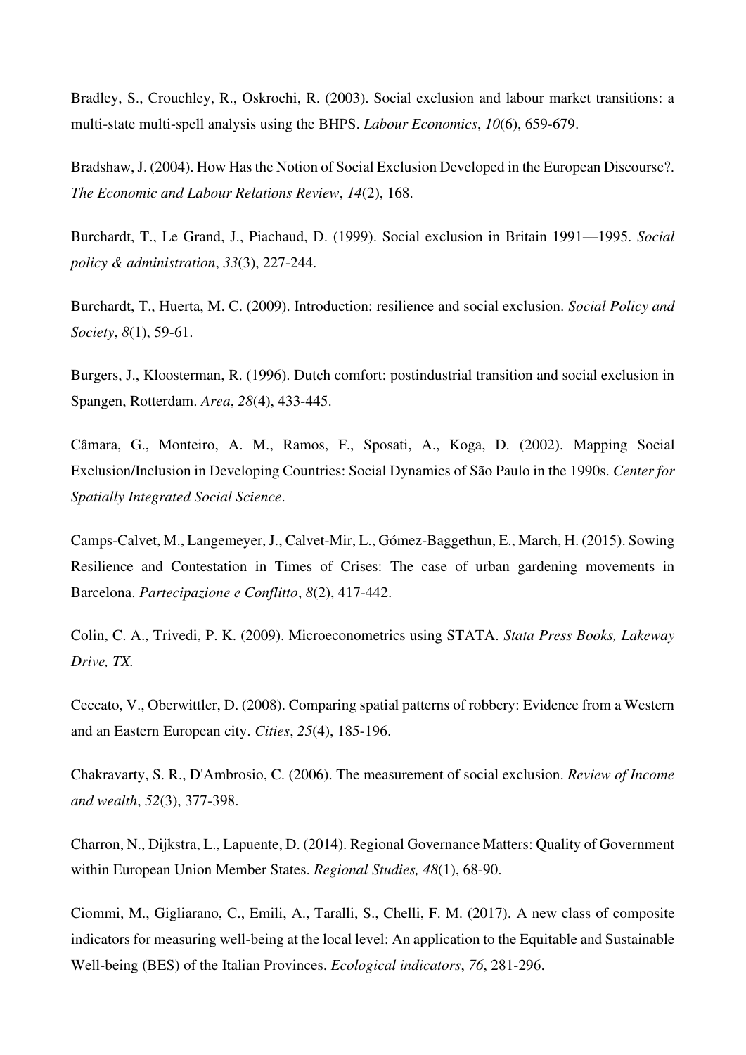Bradley, S., Crouchley, R., Oskrochi, R. (2003). Social exclusion and labour market transitions: a multi-state multi-spell analysis using the BHPS. *Labour Economics*, *10*(6), 659-679.

Bradshaw, J. (2004). How Has the Notion of Social Exclusion Developed in the European Discourse?. *The Economic and Labour Relations Review*, *14*(2), 168.

Burchardt, T., Le Grand, J., Piachaud, D. (1999). Social exclusion in Britain 1991—1995. *Social policy & administration*, *33*(3), 227-244.

Burchardt, T., Huerta, M. C. (2009). Introduction: resilience and social exclusion. *Social Policy and Society*, *8*(1), 59-61.

Burgers, J., Kloosterman, R. (1996). Dutch comfort: postindustrial transition and social exclusion in Spangen, Rotterdam. *Area*, *28*(4), 433-445.

Câmara, G., Monteiro, A. M., Ramos, F., Sposati, A., Koga, D. (2002). Mapping Social Exclusion/Inclusion in Developing Countries: Social Dynamics of São Paulo in the 1990s. *Center for Spatially Integrated Social Science*.

Camps-Calvet, M., Langemeyer, J., Calvet-Mir, L., Gómez-Baggethun, E., March, H. (2015). Sowing Resilience and Contestation in Times of Crises: The case of urban gardening movements in Barcelona. *Partecipazione e Conflitto*, *8*(2), 417-442.

Colin, C. A., Trivedi, P. K. (2009). Microeconometrics using STATA. *Stata Press Books, Lakeway Drive, TX.*

Ceccato, V., Oberwittler, D. (2008). Comparing spatial patterns of robbery: Evidence from a Western and an Eastern European city. *Cities*, *25*(4), 185-196.

Chakravarty, S. R., D'Ambrosio, C. (2006). The measurement of social exclusion. *Review of Income and wealth*, *52*(3), 377-398.

Charron, N., Dijkstra, L., Lapuente, D. (2014). Regional Governance Matters: Quality of Government within European Union Member States. *Regional Studies, 48*(1), 68-90.

Ciommi, M., Gigliarano, C., Emili, A., Taralli, S., Chelli, F. M. (2017). A new class of composite indicators for measuring well-being at the local level: An application to the Equitable and Sustainable Well-being (BES) of the Italian Provinces. *Ecological indicators*, *76*, 281-296.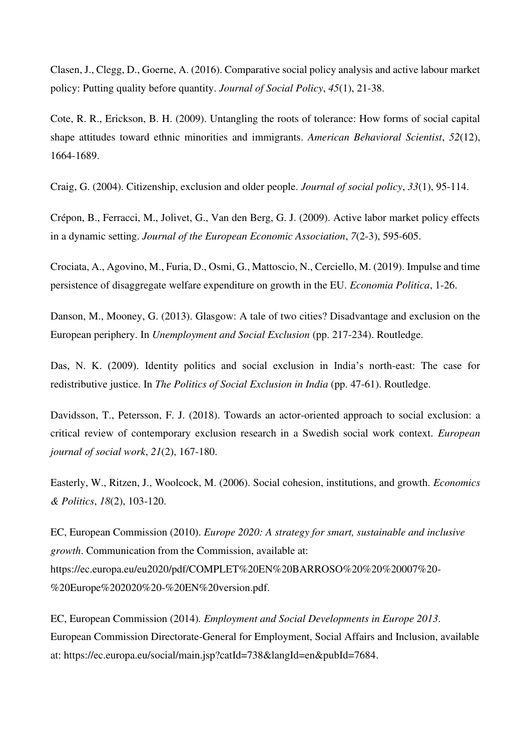Clasen, J., Clegg, D., Goerne, A. (2016). Comparative social policy analysis and active labour market policy: Putting quality before quantity. *Journal of Social Policy*, *45*(1), 21-38.

Cote, R. R., Erickson, B. H. (2009). Untangling the roots of tolerance: How forms of social capital shape attitudes toward ethnic minorities and immigrants. *American Behavioral Scientist*, *52*(12), 1664-1689.

Craig, G. (2004). Citizenship, exclusion and older people. *Journal of social policy*, *33*(1), 95-114.

Crépon, B., Ferracci, M., Jolivet, G., Van den Berg, G. J. (2009). Active labor market policy effects in a dynamic setting. *Journal of the European Economic Association*, *7*(2-3), 595-605.

Crociata, A., Agovino, M., Furia, D., Osmi, G., Mattoscio, N., Cerciello, M. (2019). Impulse and time persistence of disaggregate welfare expenditure on growth in the EU. *Economia Politica*, 1-26.

Danson, M., Mooney, G. (2013). Glasgow: A tale of two cities? Disadvantage and exclusion on the European periphery. In *Unemployment and Social Exclusion* (pp. 217-234). Routledge.

Das, N. K. (2009). Identity politics and social exclusion in India's north-east: The case for redistributive justice. In *The Politics of Social Exclusion in India* (pp. 47-61). Routledge.

Davidsson, T., Petersson, F. J. (2018). Towards an actor-oriented approach to social exclusion: a critical review of contemporary exclusion research in a Swedish social work context. *European journal of social work*, *21*(2), 167-180.

Easterly, W., Ritzen, J., Woolcock, M. (2006). Social cohesion, institutions, and growth. *Economics & Politics*, *18*(2), 103-120.

EC, European Commission (2010). *Europe 2020: A strategy for smart, sustainable and inclusive growth*. Communication from the Commission, available at: https://ec.europa.eu/eu2020/pdf/COMPLET%20EN%20BARROSO%20%20%20007%20-%20Europe%202020%20-%20EN%20version.pdf.

EC, European Commission (2014). *Employment and Social Developments in Europe 2013*. European Commission Directorate-General for Employment, Social Affairs and Inclusion, available at: https://ec.europa.eu/social/main.jsp?catId=738&langId=en&pubId=7684.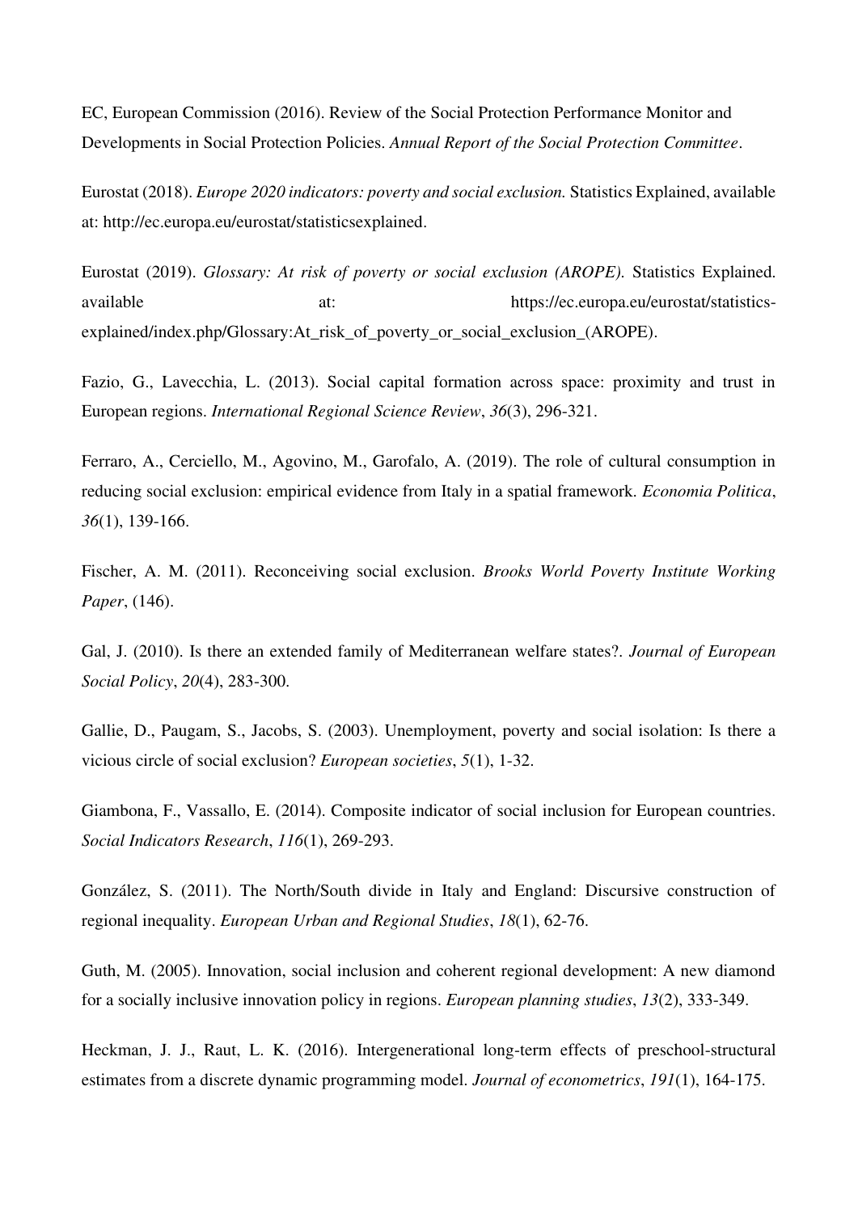EC, European Commission (2016). Review of the Social Protection Performance Monitor and Developments in Social Protection Policies. *Annual Report of the Social Protection Committee*.

Eurostat (2018). *Europe 2020 indicators: poverty and social exclusion.* Statistics Explained, available at: http://ec.europa.eu/eurostat/statisticsexplained.

Eurostat (2019). *Glossary: At risk of poverty or social exclusion (AROPE).* Statistics Explained. available at: https://ec.europa.eu/eurostat/statistics-explained/index.php/Glossary:At_risk_of_poverty_or_social_exclusion_(AROPE).

Fazio, G., Lavecchia, L. (2013). Social capital formation across space: proximity and trust in European regions. *International Regional Science Review*, *36*(3), 296-321.

Ferraro, A., Cerciello, M., Agovino, M., Garofalo, A. (2019). The role of cultural consumption in reducing social exclusion: empirical evidence from Italy in a spatial framework. *Economia Politica*, *36*(1), 139-166.

Fischer, A. M. (2011). Reconceiving social exclusion. *Brooks World Poverty Institute Working Paper*, (146).

Gal, J. (2010). Is there an extended family of Mediterranean welfare states?. *Journal of European Social Policy*, *20*(4), 283-300.

Gallie, D., Paugam, S., Jacobs, S. (2003). Unemployment, poverty and social isolation: Is there a vicious circle of social exclusion? *European societies*, *5*(1), 1-32.

Giambona, F., Vassallo, E. (2014). Composite indicator of social inclusion for European countries. *Social Indicators Research*, *116*(1), 269-293.

González, S. (2011). The North/South divide in Italy and England: Discursive construction of regional inequality. *European Urban and Regional Studies*, *18*(1), 62-76.

Guth, M. (2005). Innovation, social inclusion and coherent regional development: A new diamond for a socially inclusive innovation policy in regions. *European planning studies*, *13*(2), 333-349.

Heckman, J. J., Raut, L. K. (2016). Intergenerational long-term effects of preschool-structural estimates from a discrete dynamic programming model. *Journal of econometrics*, *191*(1), 164-175.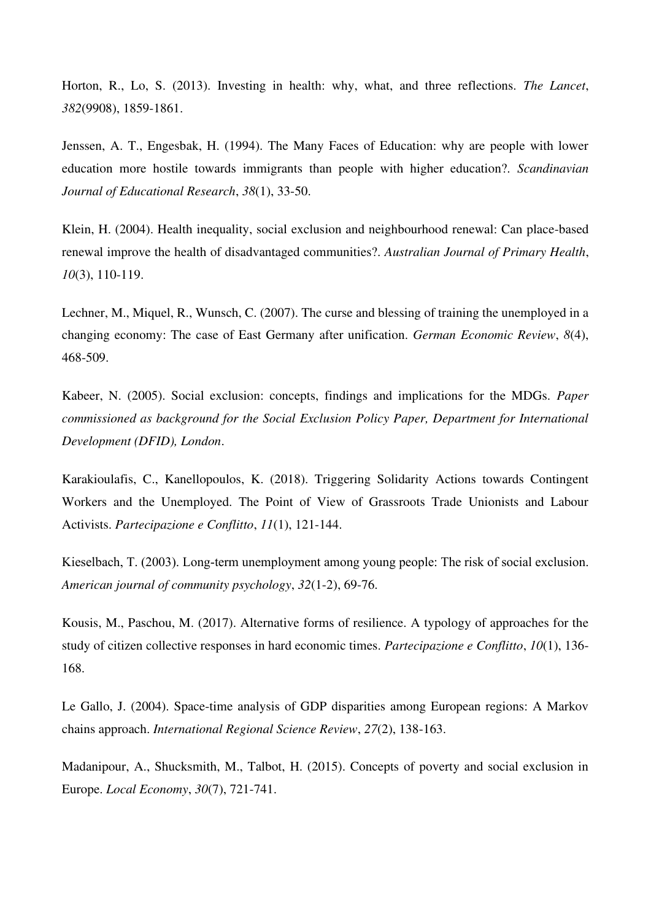Horton, R., Lo, S. (2013). Investing in health: why, what, and three reflections. *The Lancet*, *382*(9908), 1859-1861.

Jenssen, A. T., Engesbak, H. (1994). The Many Faces of Education: why are people with lower education more hostile towards immigrants than people with higher education?. *Scandinavian Journal of Educational Research*, *38*(1), 33-50.

Klein, H. (2004). Health inequality, social exclusion and neighbourhood renewal: Can place-based renewal improve the health of disadvantaged communities?. *Australian Journal of Primary Health*, *10*(3), 110-119.

Lechner, M., Miquel, R., Wunsch, C. (2007). The curse and blessing of training the unemployed in a changing economy: The case of East Germany after unification. *German Economic Review*, *8*(4), 468-509.

Kabeer, N. (2005). Social exclusion: concepts, findings and implications for the MDGs. *Paper commissioned as background for the Social Exclusion Policy Paper, Department for International Development (DFID), London*.

Karakioulafis, C., Kanellopoulos, K. (2018). Triggering Solidarity Actions towards Contingent Workers and the Unemployed. The Point of View of Grassroots Trade Unionists and Labour Activists. *Partecipazione e Conflitto*, *11*(1), 121-144.

Kieselbach, T. (2003). Long-term unemployment among young people: The risk of social exclusion. *American journal of community psychology*, *32*(1-2), 69-76.

Kousis, M., Paschou, M. (2017). Alternative forms of resilience. A typology of approaches for the study of citizen collective responses in hard economic times. *Partecipazione e Conflitto*, *10*(1), 136-168.

Le Gallo, J. (2004). Space-time analysis of GDP disparities among European regions: A Markov chains approach. *International Regional Science Review*, *27*(2), 138-163.

Madanipour, A., Shucksmith, M., Talbot, H. (2015). Concepts of poverty and social exclusion in Europe. *Local Economy*, *30*(7), 721-741.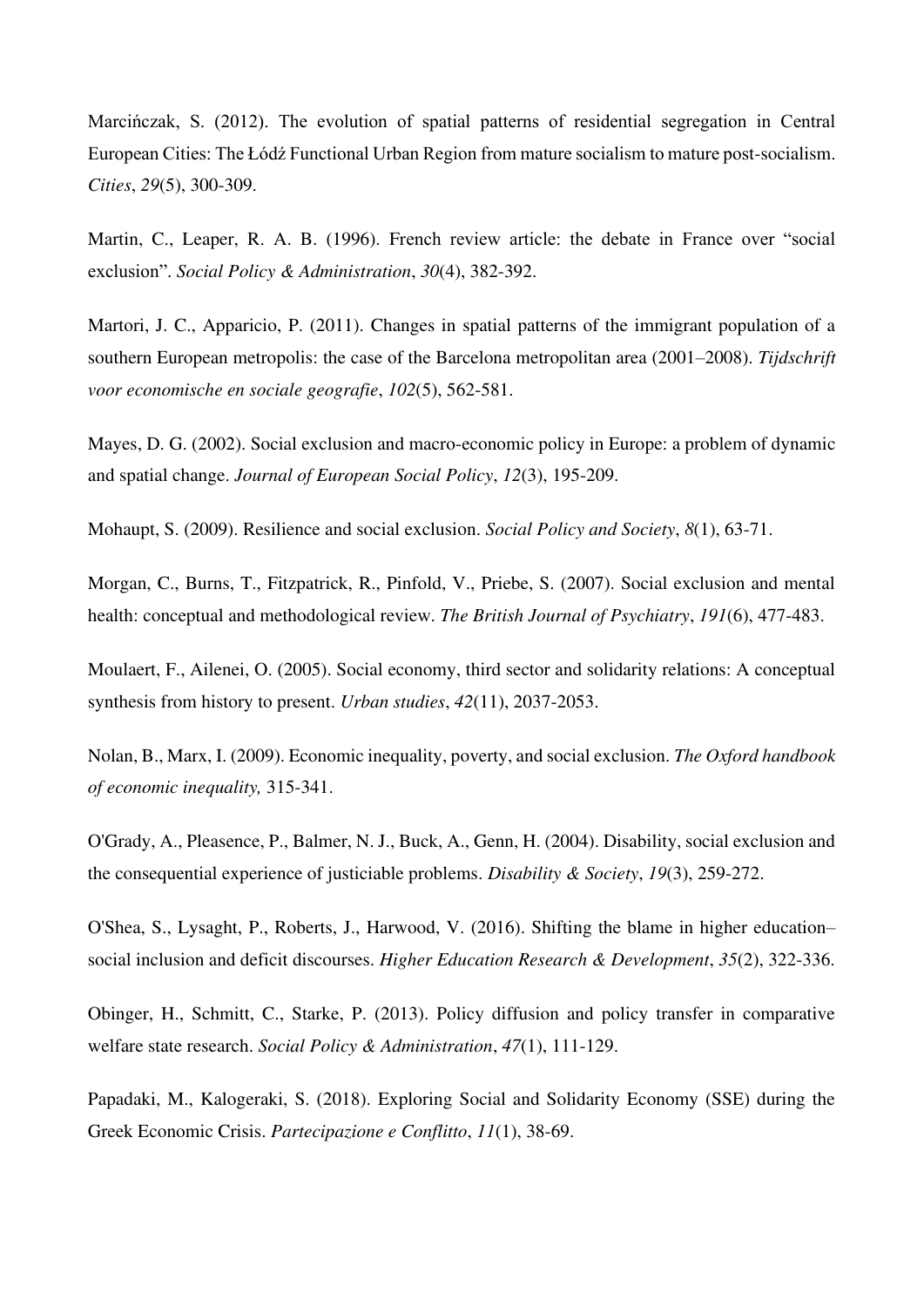Marcińczak, S. (2012). The evolution of spatial patterns of residential segregation in Central European Cities: The Łódź Functional Urban Region from mature socialism to mature post-socialism. *Cities*, *29*(5), 300-309.

Martin, C., Leaper, R. A. B. (1996). French review article: the debate in France over "social exclusion". *Social Policy & Administration*, *30*(4), 382-392.

Martori, J. C., Apparicio, P. (2011). Changes in spatial patterns of the immigrant population of a southern European metropolis: the case of the Barcelona metropolitan area (2001–2008). *Tijdschrift voor economische en sociale geografie*, *102*(5), 562-581.

Mayes, D. G. (2002). Social exclusion and macro-economic policy in Europe: a problem of dynamic and spatial change. *Journal of European Social Policy*, *12*(3), 195-209.

Mohaupt, S. (2009). Resilience and social exclusion. *Social Policy and Society*, *8*(1), 63-71.

Morgan, C., Burns, T., Fitzpatrick, R., Pinfold, V., Priebe, S. (2007). Social exclusion and mental health: conceptual and methodological review. *The British Journal of Psychiatry*, *191*(6), 477-483.

Moulaert, F., Ailenei, O. (2005). Social economy, third sector and solidarity relations: A conceptual synthesis from history to present. *Urban studies*, *42*(11), 2037-2053.

Nolan, B., Marx, I. (2009). Economic inequality, poverty, and social exclusion. *The Oxford handbook of economic inequality,* 315-341.

O'Grady, A., Pleasence, P., Balmer, N. J., Buck, A., Genn, H. (2004). Disability, social exclusion and the consequential experience of justiciable problems. *Disability & Society*, *19*(3), 259-272.

O'Shea, S., Lysaght, P., Roberts, J., Harwood, V. (2016). Shifting the blame in higher education–social inclusion and deficit discourses. *Higher Education Research & Development*, *35*(2), 322-336.

Obinger, H., Schmitt, C., Starke, P. (2013). Policy diffusion and policy transfer in comparative welfare state research. *Social Policy & Administration*, *47*(1), 111-129.

Papadaki, M., Kalogeraki, S. (2018). Exploring Social and Solidarity Economy (SSE) during the Greek Economic Crisis. *Partecipazione e Conflitto*, *11*(1), 38-69.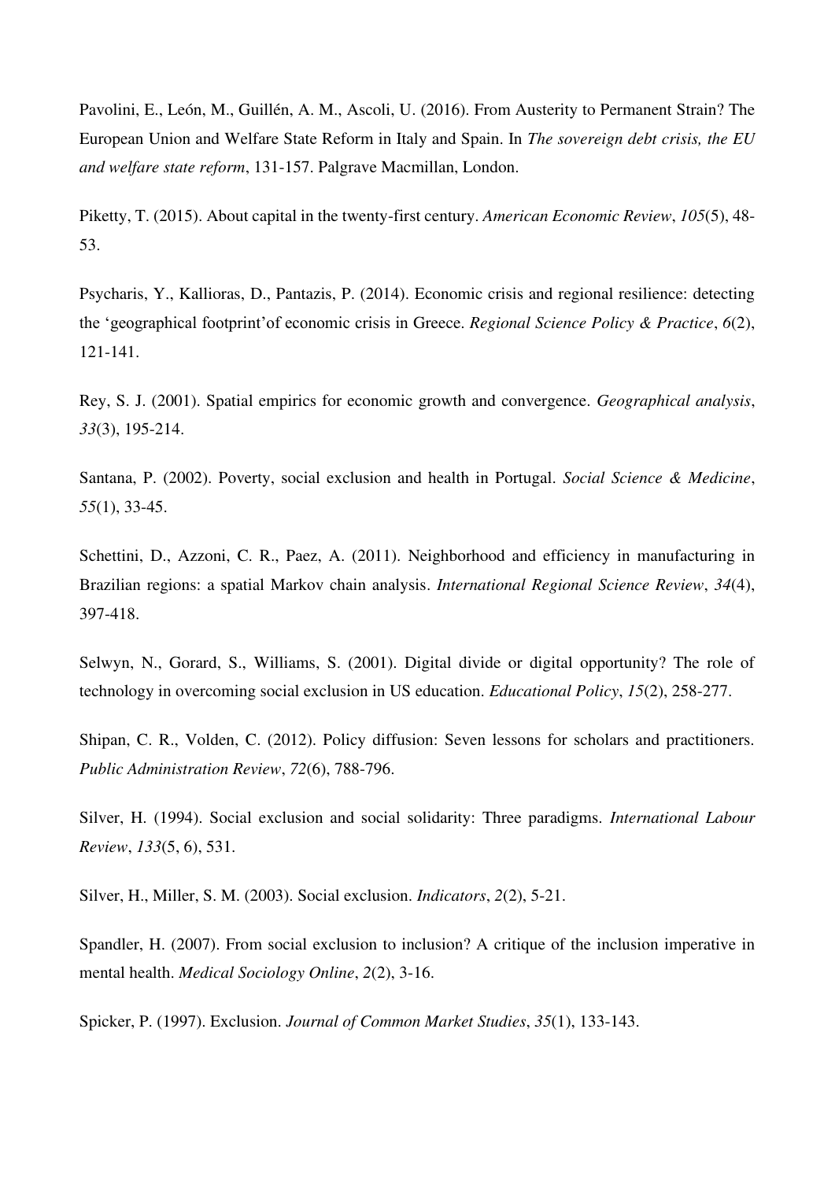Pavolini, E., León, M., Guillén, A. M., Ascoli, U. (2016). From Austerity to Permanent Strain? The European Union and Welfare State Reform in Italy and Spain. In *The sovereign debt crisis, the EU and welfare state reform*, 131-157. Palgrave Macmillan, London.

Piketty, T. (2015). About capital in the twenty-first century. *American Economic Review*, *105*(5), 48-53.

Psycharis, Y., Kallioras, D., Pantazis, P. (2014). Economic crisis and regional resilience: detecting the 'geographical footprint'of economic crisis in Greece. *Regional Science Policy & Practice*, *6*(2), 121-141.

Rey, S. J. (2001). Spatial empirics for economic growth and convergence. *Geographical analysis*, *33*(3), 195-214.

Santana, P. (2002). Poverty, social exclusion and health in Portugal. *Social Science & Medicine*, *55*(1), 33-45.

Schettini, D., Azzoni, C. R., Paez, A. (2011). Neighborhood and efficiency in manufacturing in Brazilian regions: a spatial Markov chain analysis. *International Regional Science Review*, *34*(4), 397-418.

Selwyn, N., Gorard, S., Williams, S. (2001). Digital divide or digital opportunity? The role of technology in overcoming social exclusion in US education. *Educational Policy*, *15*(2), 258-277.

Shipan, C. R., Volden, C. (2012). Policy diffusion: Seven lessons for scholars and practitioners. *Public Administration Review*, *72*(6), 788-796.

Silver, H. (1994). Social exclusion and social solidarity: Three paradigms. *International Labour Review*, *133*(5, 6), 531.

Silver, H., Miller, S. M. (2003). Social exclusion. *Indicators*, *2*(2), 5-21.

Spandler, H. (2007). From social exclusion to inclusion? A critique of the inclusion imperative in mental health. *Medical Sociology Online*, *2*(2), 3-16.

Spicker, P. (1997). Exclusion. *Journal of Common Market Studies*, *35*(1), 133-143.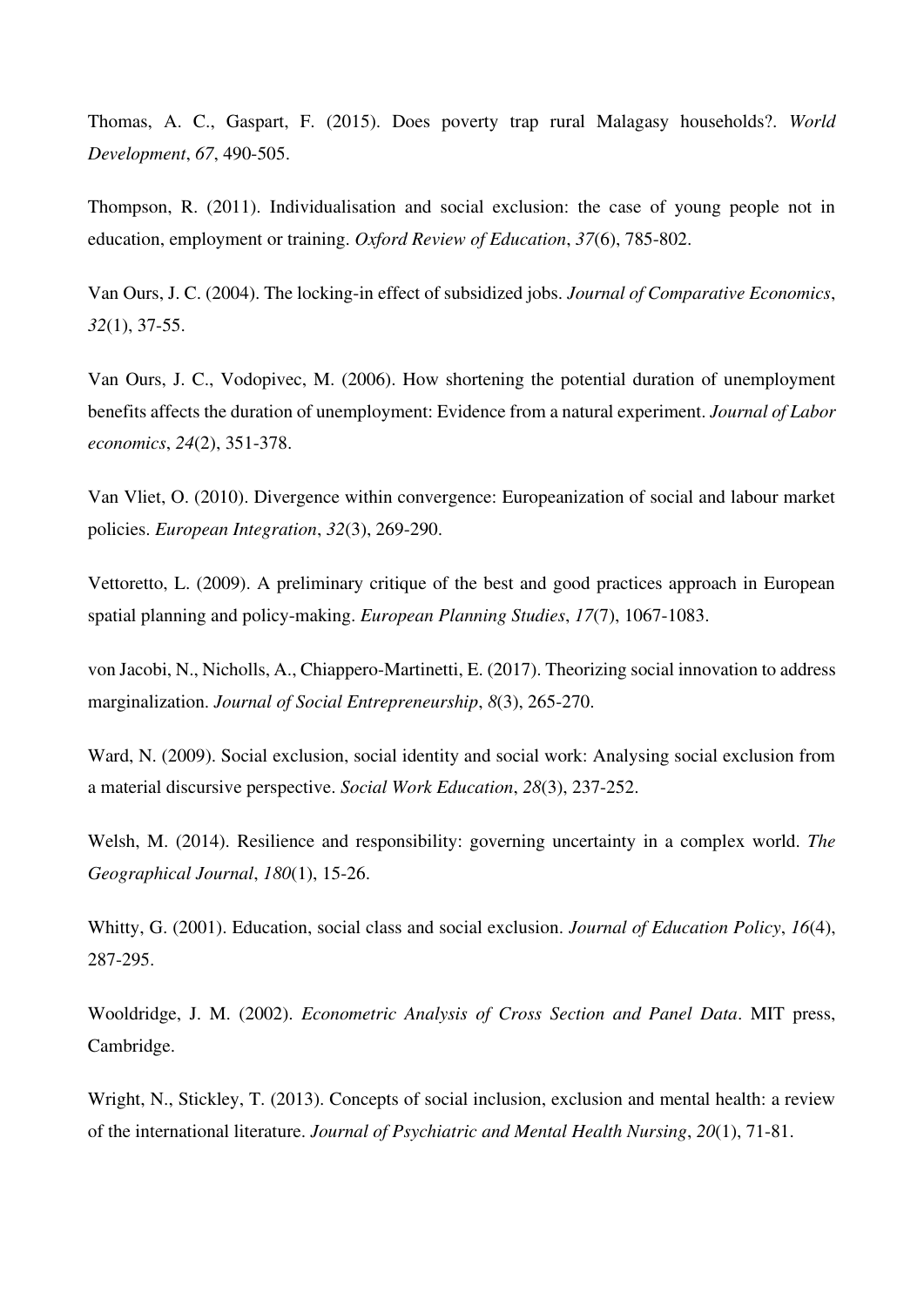Thomas, A. C., Gaspart, F. (2015). Does poverty trap rural Malagasy households?. *World Development*, *67*, 490-505.

Thompson, R. (2011). Individualisation and social exclusion: the case of young people not in education, employment or training. *Oxford Review of Education*, *37*(6), 785-802.

Van Ours, J. C. (2004). The locking-in effect of subsidized jobs. *Journal of Comparative Economics*, *32*(1), 37-55.

Van Ours, J. C., Vodopivec, M. (2006). How shortening the potential duration of unemployment benefits affects the duration of unemployment: Evidence from a natural experiment. *Journal of Labor economics*, *24*(2), 351-378.

Van Vliet, O. (2010). Divergence within convergence: Europeanization of social and labour market policies. *European Integration*, *32*(3), 269-290.

Vettoretto, L. (2009). A preliminary critique of the best and good practices approach in European spatial planning and policy-making. *European Planning Studies*, *17*(7), 1067-1083.

von Jacobi, N., Nicholls, A., Chiappero-Martinetti, E. (2017). Theorizing social innovation to address marginalization. *Journal of Social Entrepreneurship*, *8*(3), 265-270.

Ward, N. (2009). Social exclusion, social identity and social work: Analysing social exclusion from a material discursive perspective. *Social Work Education*, *28*(3), 237-252.

Welsh, M. (2014). Resilience and responsibility: governing uncertainty in a complex world. *The Geographical Journal*, *180*(1), 15-26.

Whitty, G. (2001). Education, social class and social exclusion. *Journal of Education Policy*, *16*(4), 287-295.

Wooldridge, J. M. (2002). *Econometric Analysis of Cross Section and Panel Data*. MIT press, Cambridge.

Wright, N., Stickley, T. (2013). Concepts of social inclusion, exclusion and mental health: a review of the international literature. *Journal of Psychiatric and Mental Health Nursing*, *20*(1), 71-81.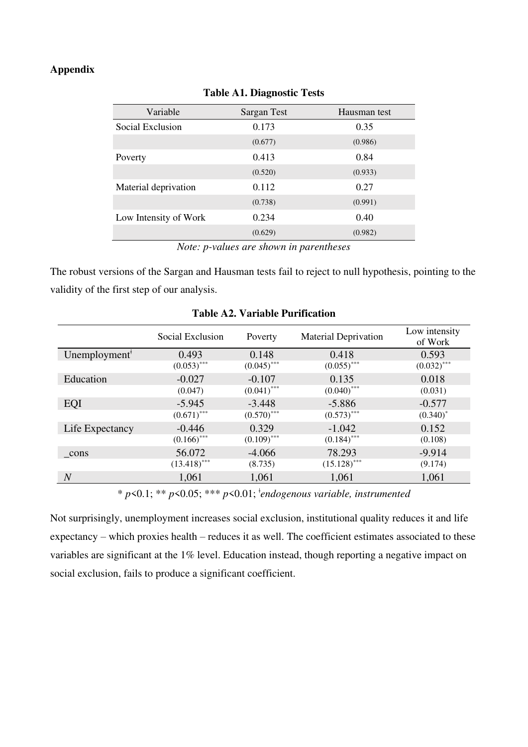**Appendix**

**Table A1. Diagnostic Tests**

| Variable | Sargan Test | Hausman test |
|---|---|---|
| Social Exclusion | 0.173 | 0.35 |
| | (0.677) | (0.986) |
| Poverty | 0.413 | 0.84 |
| | (0.520) | (0.933) |
| Material deprivation | 0.112 | 0.27 |
| | (0.738) | (0.991) |
| Low Intensity of Work | 0.234 | 0.40 |
| | (0.629) | (0.982) |

*Note: p-values are shown in parentheses*

The robust versions of the Sargan and Hausman tests fail to reject to null hypothesis, pointing to the validity of the first step of our analysis.

**Table A2. Variable Purification**

| | Social Exclusion | Poverty | Material Deprivation | Low intensity of Work |
|---|---|---|---|---|
| Unemployment‡ | 0.493 | 0.148 | 0.418 | 0.593 |
| | (0.053)*** | (0.045)*** | (0.055)*** | (0.032)*** |
| Education | -0.027 | -0.107 | 0.135 | 0.018 |
| | (0.047) | (0.041)*** | (0.040)*** | (0.031) |
| EQI | -5.945 | -3.448 | -5.886 | -0.577 |
| | (0.671)*** | (0.570)*** | (0.573)*** | (0.340)* |
| Life Expectancy | -0.446 | 0.329 | -1.042 | 0.152 |
| | (0.166)*** | (0.109)*** | (0.184)*** | (0.108) |
| _cons | 56.072 | -4.066 | 78.293 | -9.914 |
| | (13.418)*** | (8.735) | (15.128)*** | (9.174) |
| *N* | 1,061 | 1,061 | 1,061 | 1,061 |

* $p$<0.1; ** $p$<0.05; *** $p$<0.01; ‡*endogenous variable, instrumented*

Not surprisingly, unemployment increases social exclusion, institutional quality reduces it and life expectancy – which proxies health – reduces it as well. The coefficient estimates associated to these variables are significant at the 1% level. Education instead, though reporting a negative impact on social exclusion, fails to produce a significant coefficient.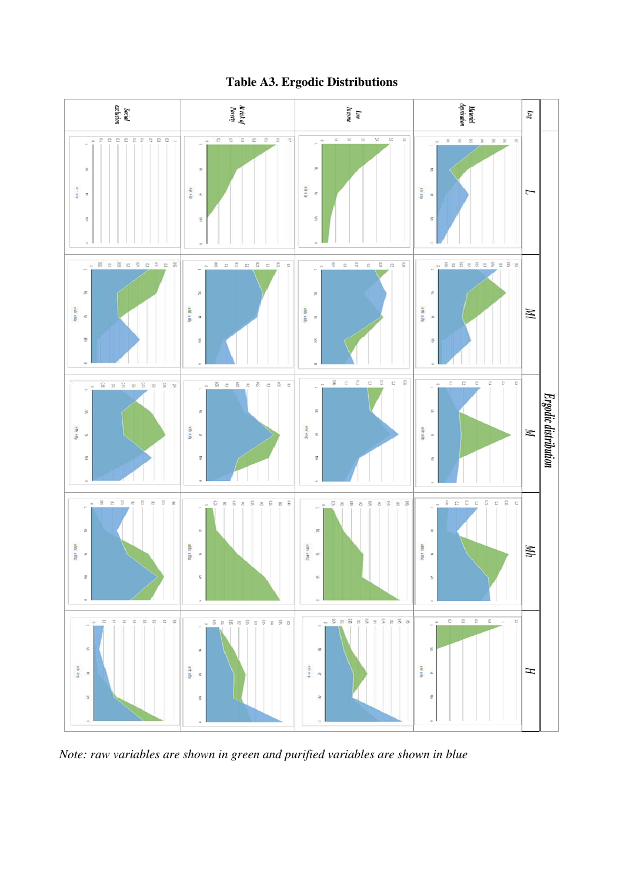# Table A3. Ergodic Distributions

| Lag | Material deprivation | Low Income | At risk of Poverty | Social exclusion |
|---|---|---|---|---|
| L | | | | |
| Ml | | | | |
| M | | | | |
| Mh | | | | |
| H | | | | |

*Ergodic distribution*

*Note: raw variables are shown in green and purified variables are shown in blue*